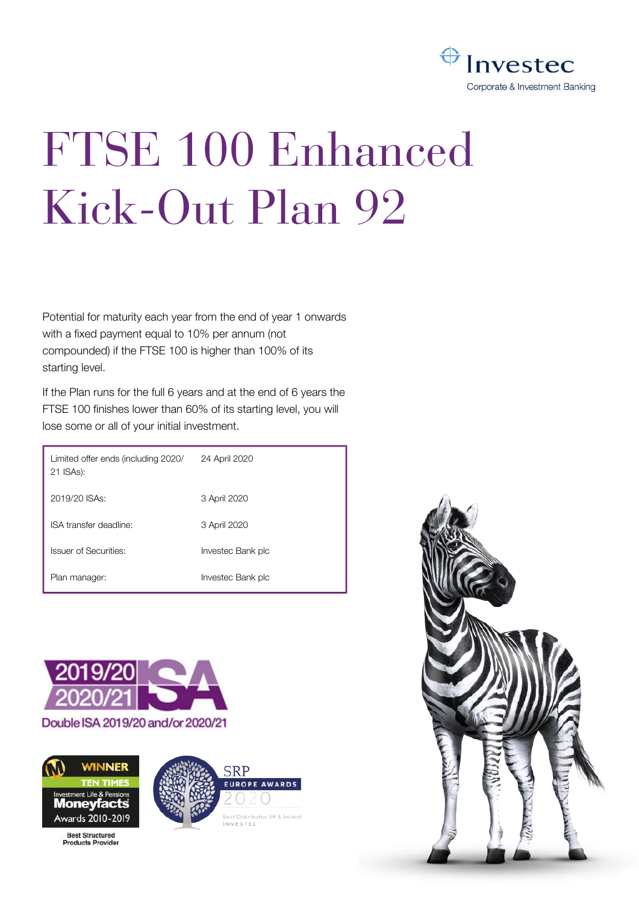Investec

Corporate & Investment Banking

# FTSE 100 Enhanced Kick-Out Plan 92

Potential for maturity each year from the end of year 1 onwards with a fixed payment equal to 10% per annum (not compounded) if the FTSE 100 is higher than 100% of its starting level.

If the Plan runs for the full 6 years and at the end of 6 years the FTSE 100 finishes lower than 60% of its starting level, you will lose some or all of your initial investment.

| | |
|---|---|
| Limited offer ends (including 2020/21 ISAs): | 24 April 2020 |
| 2019/20 ISAs: | 3 April 2020 |
| ISA transfer deadline: | 3 April 2020 |
| Issuer of Securities: | Investec Bank plc |
| Plan manager: | Investec Bank plc |

2019/20 2020/21 ISA

Double ISA 2019/20 and/or 2020/21

WINNER TEN TIMES Investment Life & Pensions Moneyfacts Awards 2010-2019

Best Structured Products Provider

SRP EUROPE AWARDS 2020

Best Distributor, UK & Ireland INVESTEC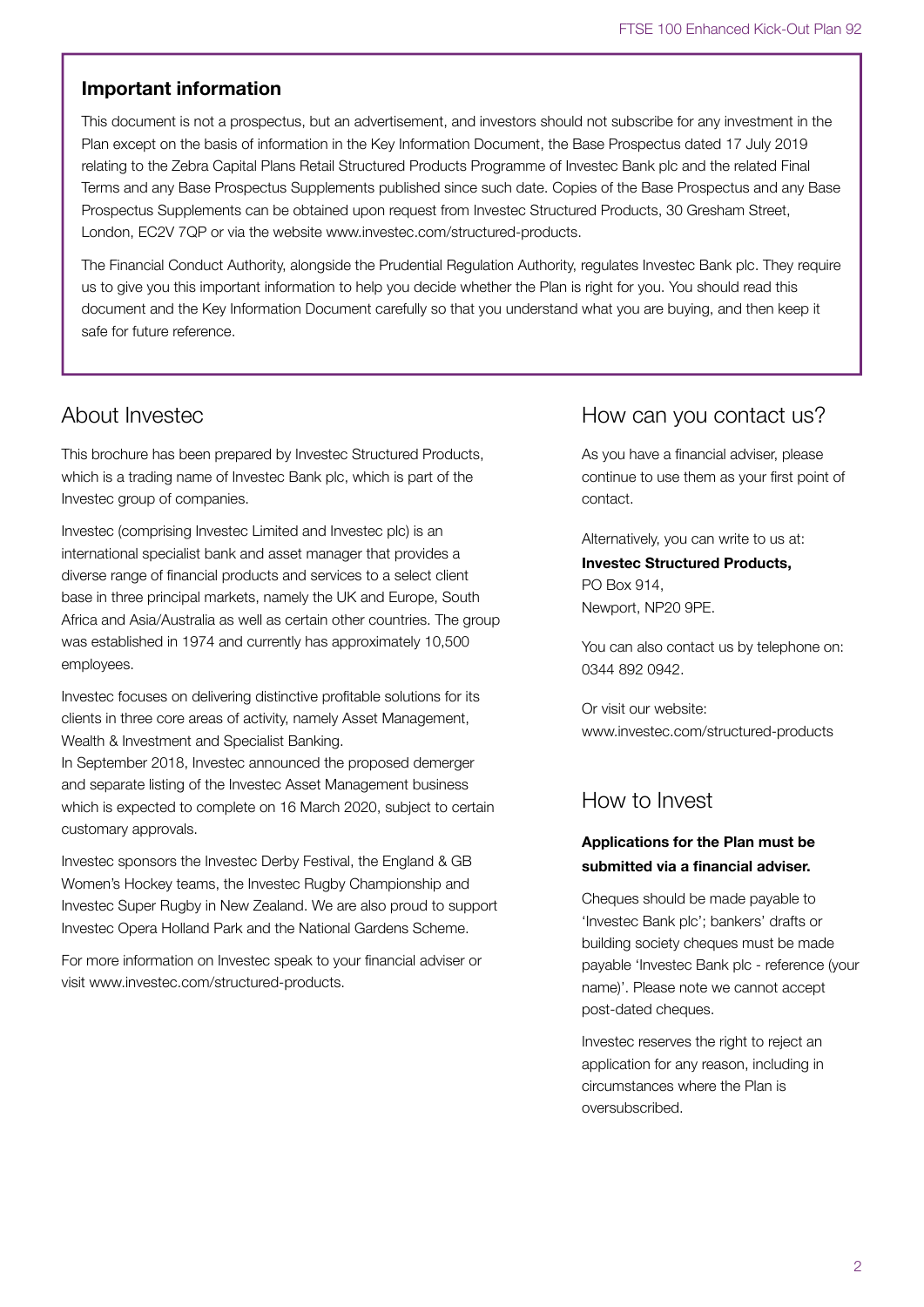## Important information

This document is not a prospectus, but an advertisement, and investors should not subscribe for any investment in the Plan except on the basis of information in the Key Information Document, the Base Prospectus dated 17 July 2019 relating to the Zebra Capital Plans Retail Structured Products Programme of Investec Bank plc and the related Final Terms and any Base Prospectus Supplements published since such date. Copies of the Base Prospectus and any Base Prospectus Supplements can be obtained upon request from Investec Structured Products, 30 Gresham Street, London, EC2V 7QP or via the website www.investec.com/structured-products.

The Financial Conduct Authority, alongside the Prudential Regulation Authority, regulates Investec Bank plc. They require us to give you this important information to help you decide whether the Plan is right for you. You should read this document and the Key Information Document carefully so that you understand what you are buying, and then keep it safe for future reference.

## About Investec

This brochure has been prepared by Investec Structured Products, which is a trading name of Investec Bank plc, which is part of the Investec group of companies.

Investec (comprising Investec Limited and Investec plc) is an international specialist bank and asset manager that provides a diverse range of financial products and services to a select client base in three principal markets, namely the UK and Europe, South Africa and Asia/Australia as well as certain other countries. The group was established in 1974 and currently has approximately 10,500 employees.

Investec focuses on delivering distinctive profitable solutions for its clients in three core areas of activity, namely Asset Management, Wealth & Investment and Specialist Banking.
In September 2018, Investec announced the proposed demerger and separate listing of the Investec Asset Management business which is expected to complete on 16 March 2020, subject to certain customary approvals.

Investec sponsors the Investec Derby Festival, the England & GB Women's Hockey teams, the Investec Rugby Championship and Investec Super Rugby in New Zealand. We are also proud to support Investec Opera Holland Park and the National Gardens Scheme.

For more information on Investec speak to your financial adviser or visit www.investec.com/structured-products.

## How can you contact us?

As you have a financial adviser, please continue to use them as your first point of contact.

Alternatively, you can write to us at:

**Investec Structured Products,**
PO Box 914,
Newport, NP20 9PE.

You can also contact us by telephone on: 0344 892 0942.

Or visit our website:
www.investec.com/structured-products

## How to Invest

**Applications for the Plan must be submitted via a financial adviser.**

Cheques should be made payable to 'Investec Bank plc'; bankers' drafts or building society cheques must be made payable 'Investec Bank plc - reference (your name)'. Please note we cannot accept post-dated cheques.

Investec reserves the right to reject an application for any reason, including in circumstances where the Plan is oversubscribed.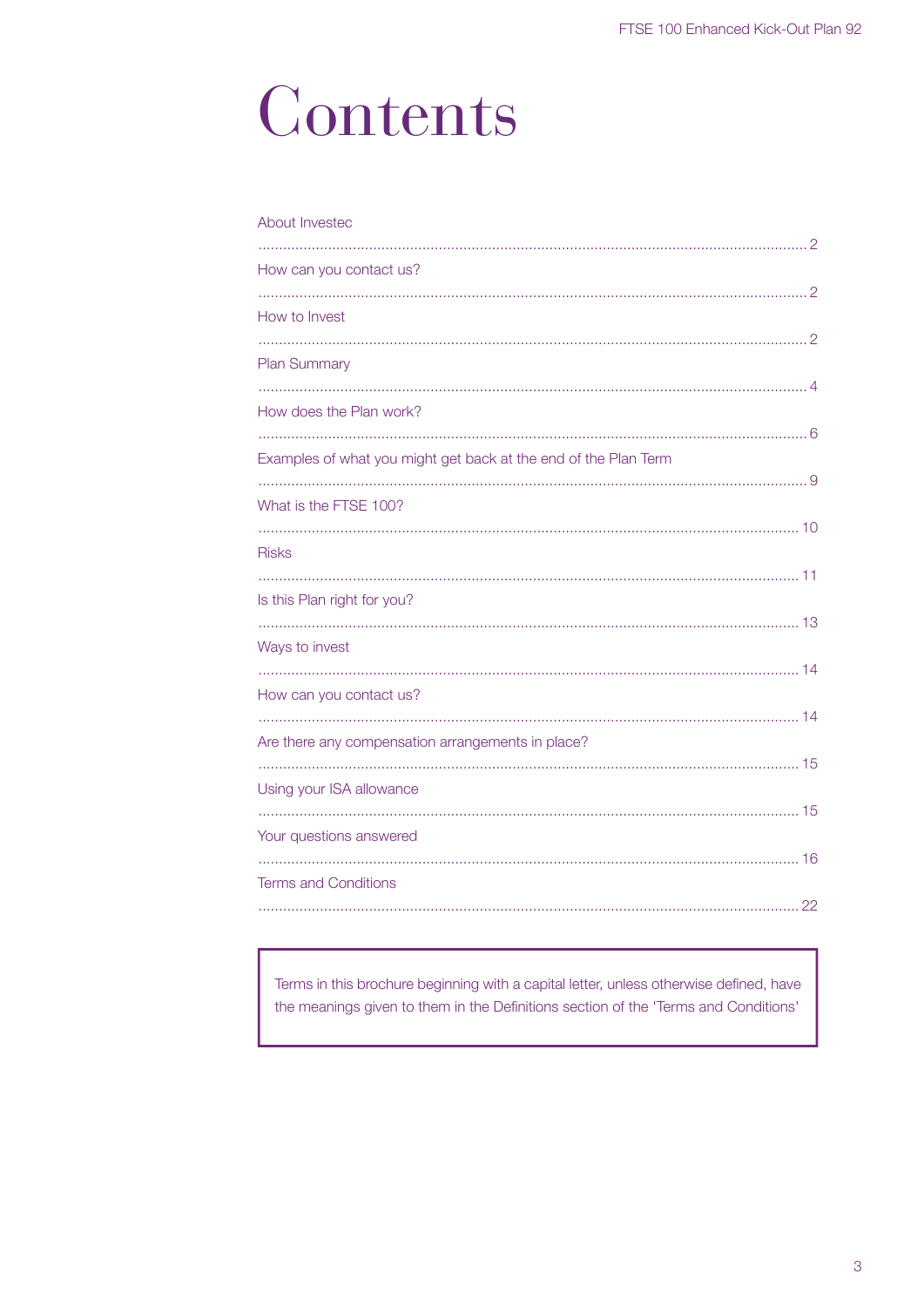# Contents

| | |
|---|---|
| About Investec | 2 |
| How can you contact us? | 2 |
| How to Invest | 2 |
| Plan Summary | 4 |
| How does the Plan work? | 6 |
| Examples of what you might get back at the end of the Plan Term | 9 |
| What is the FTSE 100? | 10 |
| Risks | 11 |
| Is this Plan right for you? | 13 |
| Ways to invest | 14 |
| How can you contact us? | 14 |
| Are there any compensation arrangements in place? | 15 |
| Using your ISA allowance | 15 |
| Your questions answered | 16 |
| Terms and Conditions | 22 |

Terms in this brochure beginning with a capital letter, unless otherwise defined, have the meanings given to them in the Definitions section of the 'Terms and Conditions'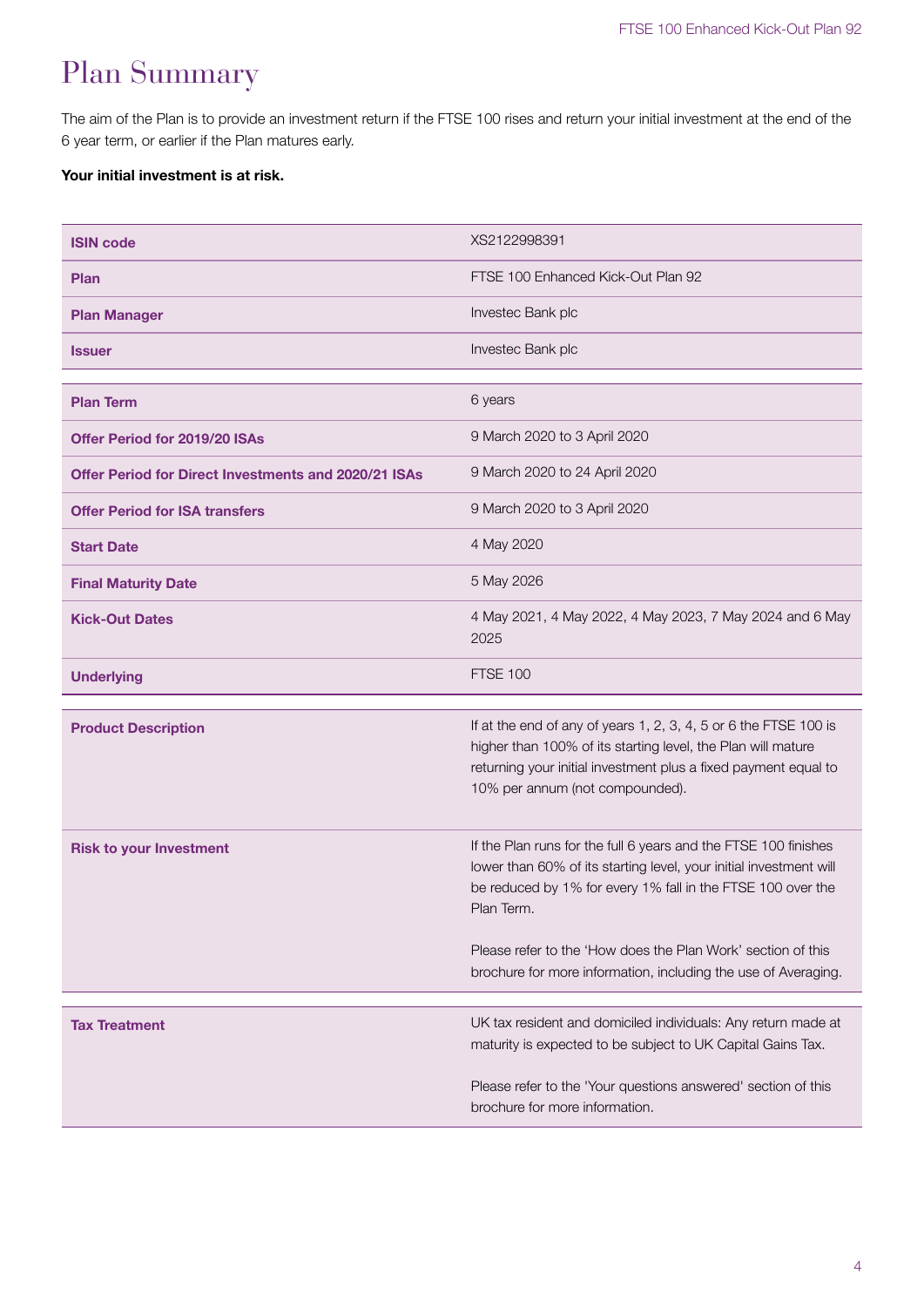# Plan Summary

The aim of the Plan is to provide an investment return if the FTSE 100 rises and return your initial investment at the end of the 6 year term, or earlier if the Plan matures early.

**Your initial investment is at risk.**

| | |
|---|---|
| **ISIN code** | XS2122998391 |
| **Plan** | FTSE 100 Enhanced Kick-Out Plan 92 |
| **Plan Manager** | Investec Bank plc |
| **Issuer** | Investec Bank plc |
| **Plan Term** | 6 years |
| **Offer Period for 2019/20 ISAs** | 9 March 2020 to 3 April 2020 |
| **Offer Period for Direct Investments and 2020/21 ISAs** | 9 March 2020 to 24 April 2020 |
| **Offer Period for ISA transfers** | 9 March 2020 to 3 April 2020 |
| **Start Date** | 4 May 2020 |
| **Final Maturity Date** | 5 May 2026 |
| **Kick-Out Dates** | 4 May 2021, 4 May 2022, 4 May 2023, 7 May 2024 and 6 May 2025 |
| **Underlying** | FTSE 100 |
| **Product Description** | If at the end of any of years 1, 2, 3, 4, 5 or 6 the FTSE 100 is higher than 100% of its starting level, the Plan will mature returning your initial investment plus a fixed payment equal to 10% per annum (not compounded). |
| **Risk to your Investment** | If the Plan runs for the full 6 years and the FTSE 100 finishes lower than 60% of its starting level, your initial investment will be reduced by 1% for every 1% fall in the FTSE 100 over the Plan Term.<br><br>Please refer to the 'How does the Plan Work' section of this brochure for more information, including the use of Averaging. |
| **Tax Treatment** | UK tax resident and domiciled individuals: Any return made at maturity is expected to be subject to UK Capital Gains Tax.<br><br>Please refer to the 'Your questions answered' section of this brochure for more information. |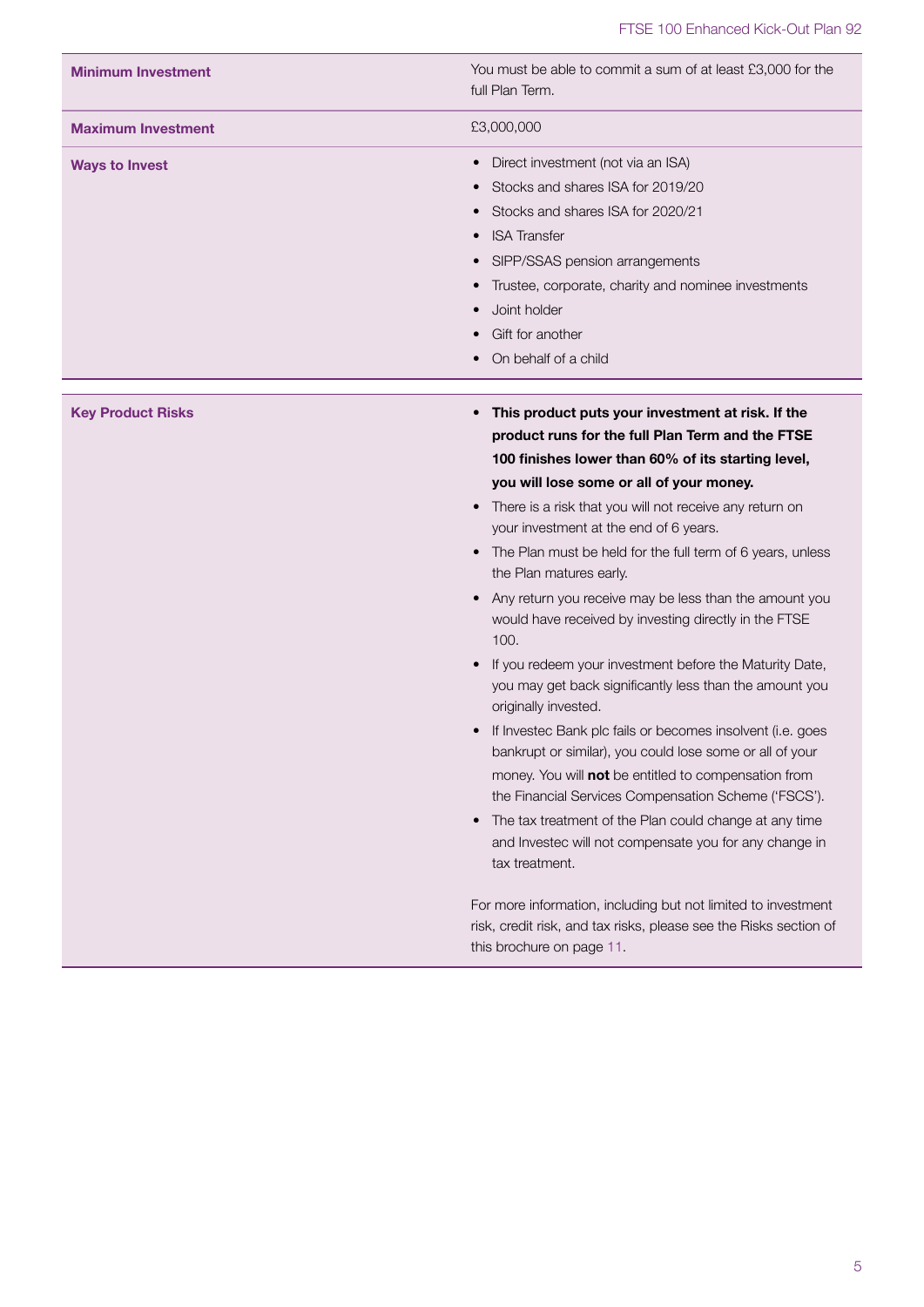| | |
|---|---|
| **Minimum Investment** | You must be able to commit a sum of at least £3,000 for the full Plan Term. |
| **Maximum Investment** | £3,000,000 |
| **Ways to Invest** | • Direct investment (not via an ISA)<br>• Stocks and shares ISA for 2019/20<br>• Stocks and shares ISA for 2020/21<br>• ISA Transfer<br>• SIPP/SSAS pension arrangements<br>• Trustee, corporate, charity and nominee investments<br>• Joint holder<br>• Gift for another<br>• On behalf of a child |

| | |
|---|---|
| **Key Product Risks** | • **This product puts your investment at risk. If the product runs for the full Plan Term and the FTSE 100 finishes lower than 60% of its starting level, you will lose some or all of your money.**<br>• There is a risk that you will not receive any return on your investment at the end of 6 years.<br>• The Plan must be held for the full term of 6 years, unless the Plan matures early.<br>• Any return you receive may be less than the amount you would have received by investing directly in the FTSE 100.<br>• If you redeem your investment before the Maturity Date, you may get back significantly less than the amount you originally invested.<br>• If Investec Bank plc fails or becomes insolvent (i.e. goes bankrupt or similar), you could lose some or all of your money. You will **not** be entitled to compensation from the Financial Services Compensation Scheme ('FSCS').<br>• The tax treatment of the Plan could change at any time and Investec will not compensate you for any change in tax treatment.<br><br>For more information, including but not limited to investment risk, credit risk, and tax risks, please see the Risks section of this brochure on page 11. |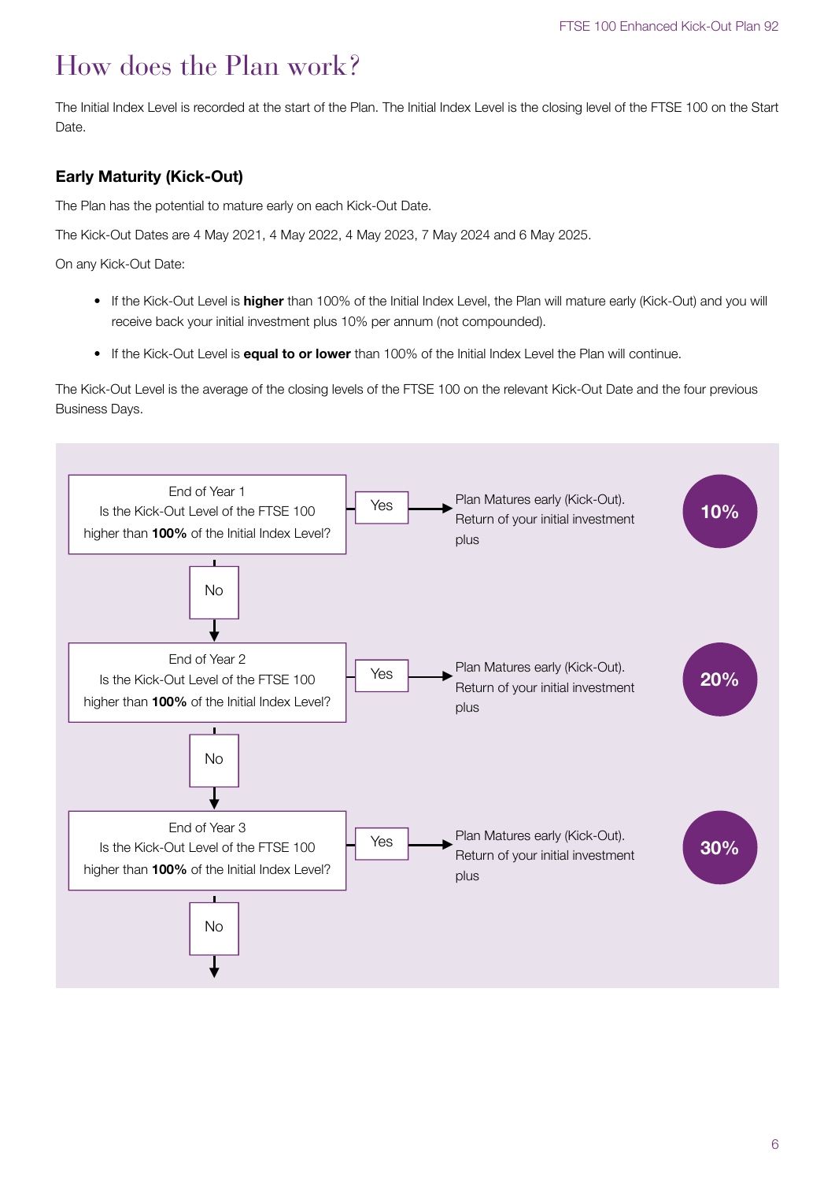# How does the Plan work?

The Initial Index Level is recorded at the start of the Plan. The Initial Index Level is the closing level of the FTSE 100 on the Start Date.

### Early Maturity (Kick-Out)

The Plan has the potential to mature early on each Kick-Out Date.

The Kick-Out Dates are 4 May 2021, 4 May 2022, 4 May 2023, 7 May 2024 and 6 May 2025.

On any Kick-Out Date:

- If the Kick-Out Level is **higher** than 100% of the Initial Index Level, the Plan will mature early (Kick-Out) and you will receive back your initial investment plus 10% per annum (not compounded).
- If the Kick-Out Level is **equal to or lower** than 100% of the Initial Index Level the Plan will continue.

The Kick-Out Level is the average of the closing levels of the FTSE 100 on the relevant Kick-Out Date and the four previous Business Days.

End of Year 1
Is the Kick-Out Level of the FTSE 100 higher than **100%** of the Initial Index Level?

Yes → Plan Matures early (Kick-Out). Return of your initial investment plus **10%**

No ↓

End of Year 2
Is the Kick-Out Level of the FTSE 100 higher than **100%** of the Initial Index Level?

Yes → Plan Matures early (Kick-Out). Return of your initial investment plus **20%**

No ↓

End of Year 3
Is the Kick-Out Level of the FTSE 100 higher than **100%** of the Initial Index Level?

Yes → Plan Matures early (Kick-Out). Return of your initial investment plus **30%**

No ↓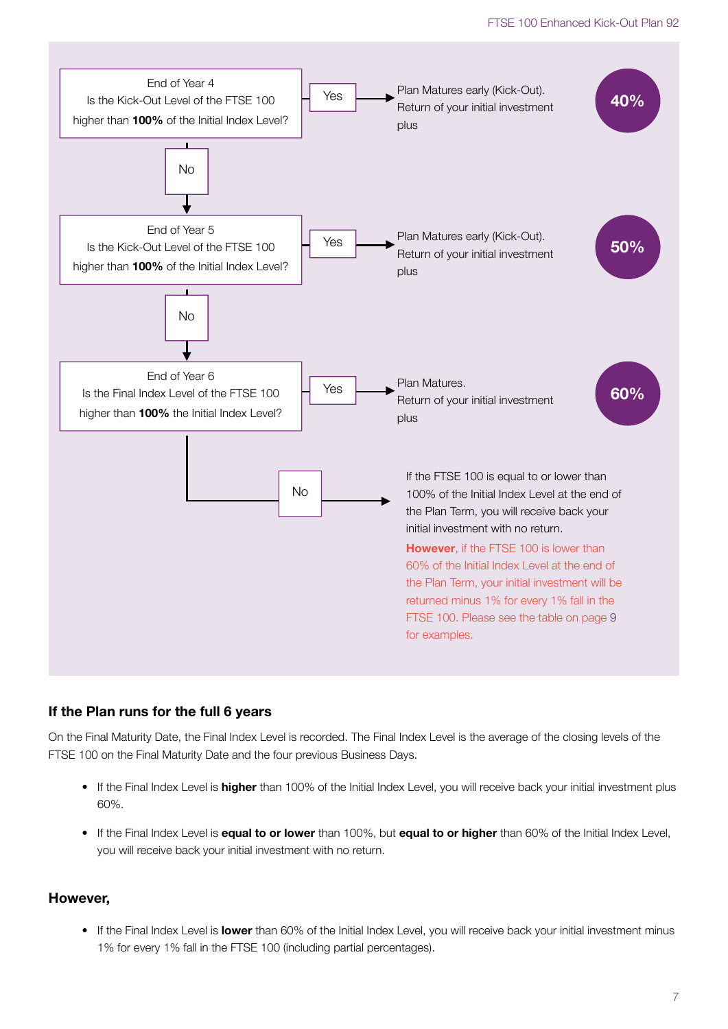End of Year 4
Is the Kick-Out Level of the FTSE 100 higher than **100%** of the Initial Index Level?

**Yes** → Plan Matures early (Kick-Out). Return of your initial investment plus **40%**

**No** ↓

End of Year 5
Is the Kick-Out Level of the FTSE 100 higher than **100%** of the Initial Index Level?

**Yes** → Plan Matures early (Kick-Out). Return of your initial investment plus **50%**

**No** ↓

End of Year 6
Is the Final Index Level of the FTSE 100 higher than **100%** the Initial Index Level?

**Yes** → Plan Matures. Return of your initial investment plus **60%**

**No** → If the FTSE 100 is equal to or lower than 100% of the Initial Index Level at the end of the Plan Term, you will receive back your initial investment with no return.

**However**, if the FTSE 100 is lower than 60% of the Initial Index Level at the end of the Plan Term, your initial investment will be returned minus 1% for every 1% fall in the FTSE 100. Please see the table on page 9 for examples.

## If the Plan runs for the full 6 years

On the Final Maturity Date, the Final Index Level is recorded. The Final Index Level is the average of the closing levels of the FTSE 100 on the Final Maturity Date and the four previous Business Days.

- If the Final Index Level is **higher** than 100% of the Initial Index Level, you will receive back your initial investment plus 60%.
- If the Final Index Level is **equal to or lower** than 100%, but **equal to or higher** than 60% of the Initial Index Level, you will receive back your initial investment with no return.

## However,

- If the Final Index Level is **lower** than 60% of the Initial Index Level, you will receive back your initial investment minus 1% for every 1% fall in the FTSE 100 (including partial percentages).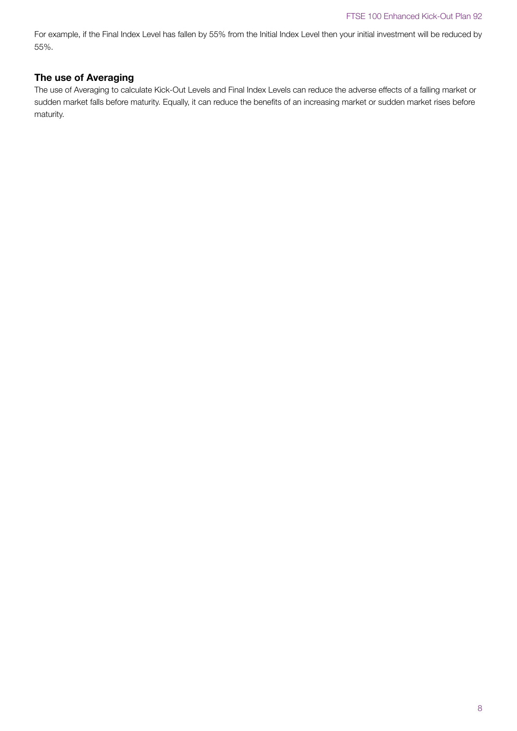For example, if the Final Index Level has fallen by 55% from the Initial Index Level then your initial investment will be reduced by 55%.

### The use of Averaging

The use of Averaging to calculate Kick-Out Levels and Final Index Levels can reduce the adverse effects of a falling market or sudden market falls before maturity. Equally, it can reduce the benefits of an increasing market or sudden market rises before maturity.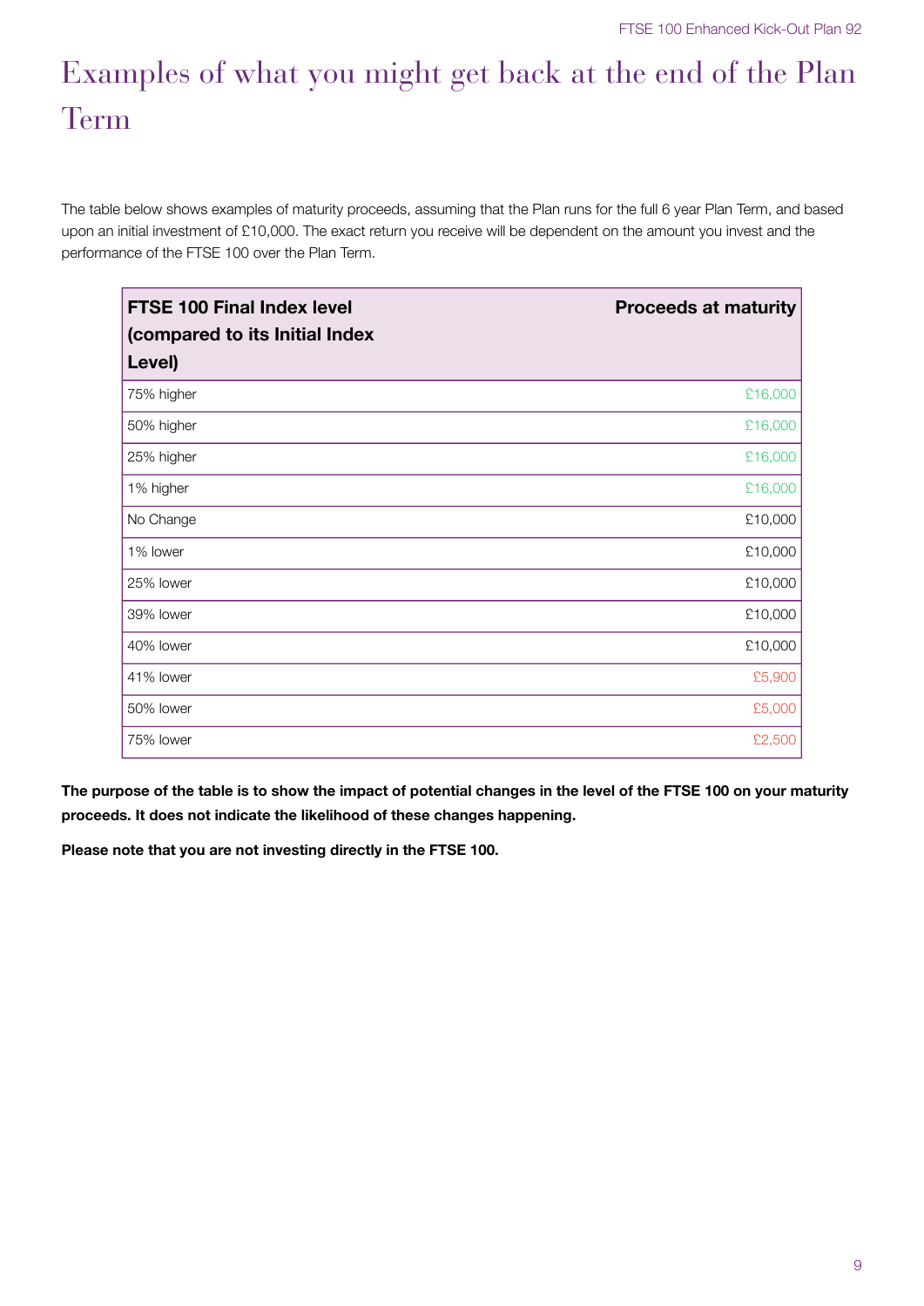# Examples of what you might get back at the end of the Plan Term

The table below shows examples of maturity proceeds, assuming that the Plan runs for the full 6 year Plan Term, and based upon an initial investment of £10,000. The exact return you receive will be dependent on the amount you invest and the performance of the FTSE 100 over the Plan Term.

| FTSE 100 Final Index level (compared to its Initial Index Level) | Proceeds at maturity |
|---|---|
| 75% higher | £16,000 |
| 50% higher | £16,000 |
| 25% higher | £16,000 |
| 1% higher | £16,000 |
| No Change | £10,000 |
| 1% lower | £10,000 |
| 25% lower | £10,000 |
| 39% lower | £10,000 |
| 40% lower | £10,000 |
| 41% lower | £5,900 |
| 50% lower | £5,000 |
| 75% lower | £2,500 |

**The purpose of the table is to show the impact of potential changes in the level of the FTSE 100 on your maturity proceeds. It does not indicate the likelihood of these changes happening.**

**Please note that you are not investing directly in the FTSE 100.**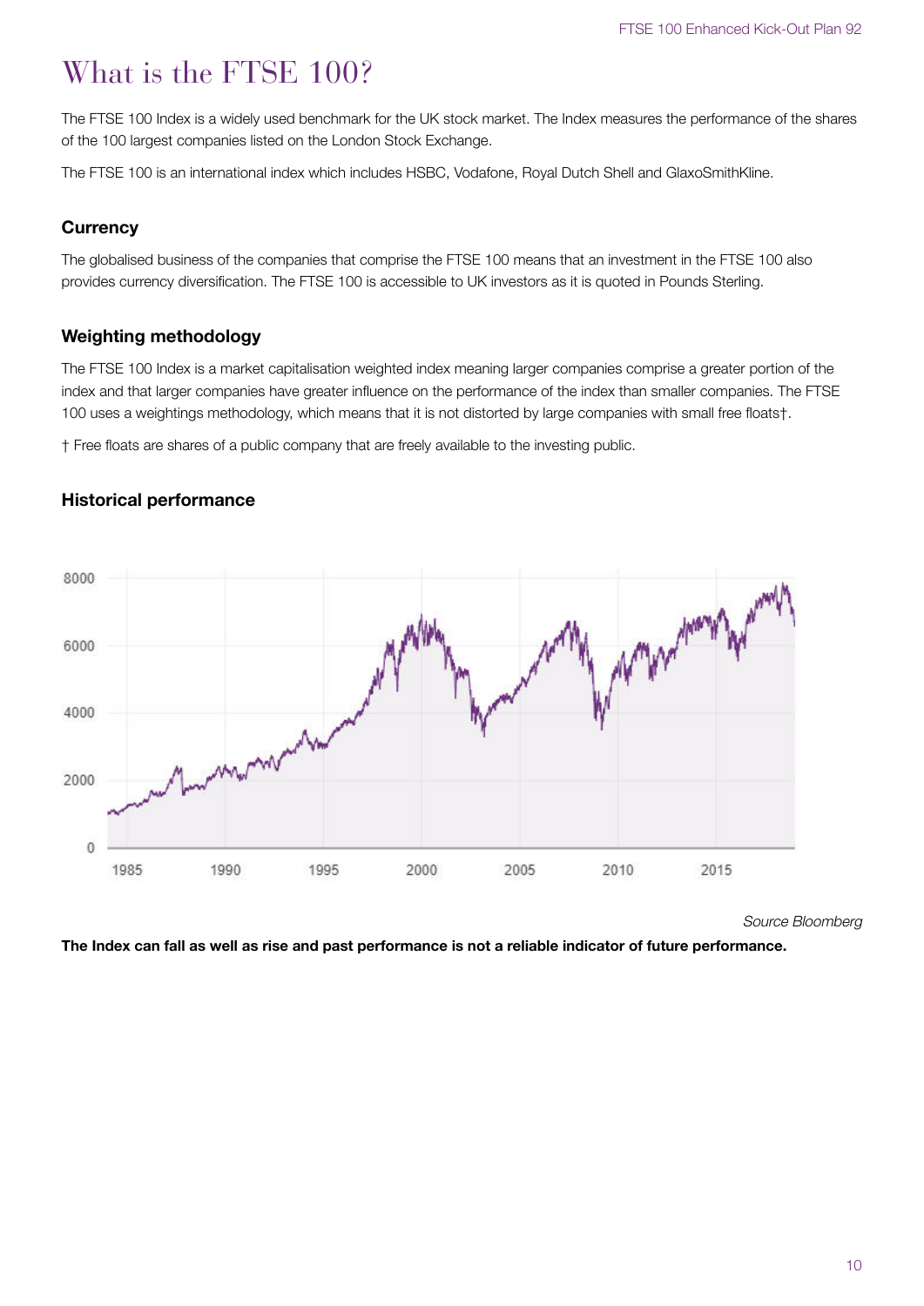# What is the FTSE 100?

The FTSE 100 Index is a widely used benchmark for the UK stock market. The Index measures the performance of the shares of the 100 largest companies listed on the London Stock Exchange.

The FTSE 100 is an international index which includes HSBC, Vodafone, Royal Dutch Shell and GlaxoSmithKline.

### Currency

The globalised business of the companies that comprise the FTSE 100 means that an investment in the FTSE 100 also provides currency diversification. The FTSE 100 is accessible to UK investors as it is quoted in Pounds Sterling.

### Weighting methodology

The FTSE 100 Index is a market capitalisation weighted index meaning larger companies comprise a greater portion of the index and that larger companies have greater influence on the performance of the index than smaller companies. The FTSE 100 uses a weightings methodology, which means that it is not distorted by large companies with small free floats†.

† Free floats are shares of a public company that are freely available to the investing public.

### Historical performance

*Source Bloomberg*

**The Index can fall as well as rise and past performance is not a reliable indicator of future performance.**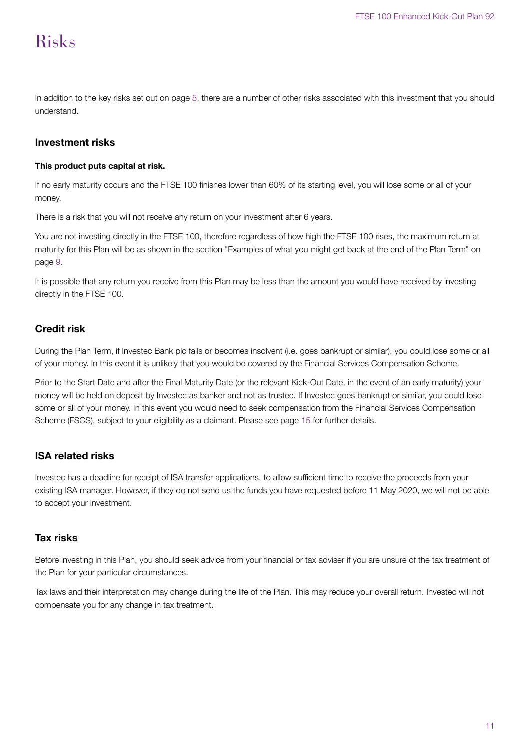# Risks

In addition to the key risks set out on page 5, there are a number of other risks associated with this investment that you should understand.

## Investment risks

**This product puts capital at risk.**

If no early maturity occurs and the FTSE 100 finishes lower than 60% of its starting level, you will lose some or all of your money.

There is a risk that you will not receive any return on your investment after 6 years.

You are not investing directly in the FTSE 100, therefore regardless of how high the FTSE 100 rises, the maximum return at maturity for this Plan will be as shown in the section "Examples of what you might get back at the end of the Plan Term" on page 9.

It is possible that any return you receive from this Plan may be less than the amount you would have received by investing directly in the FTSE 100.

## Credit risk

During the Plan Term, if Investec Bank plc fails or becomes insolvent (i.e. goes bankrupt or similar), you could lose some or all of your money. In this event it is unlikely that you would be covered by the Financial Services Compensation Scheme.

Prior to the Start Date and after the Final Maturity Date (or the relevant Kick-Out Date, in the event of an early maturity) your money will be held on deposit by Investec as banker and not as trustee. If Investec goes bankrupt or similar, you could lose some or all of your money. In this event you would need to seek compensation from the Financial Services Compensation Scheme (FSCS), subject to your eligibility as a claimant. Please see page 15 for further details.

## ISA related risks

Investec has a deadline for receipt of ISA transfer applications, to allow sufficient time to receive the proceeds from your existing ISA manager. However, if they do not send us the funds you have requested before 11 May 2020, we will not be able to accept your investment.

## Tax risks

Before investing in this Plan, you should seek advice from your financial or tax adviser if you are unsure of the tax treatment of the Plan for your particular circumstances.

Tax laws and their interpretation may change during the life of the Plan. This may reduce your overall return. Investec will not compensate you for any change in tax treatment.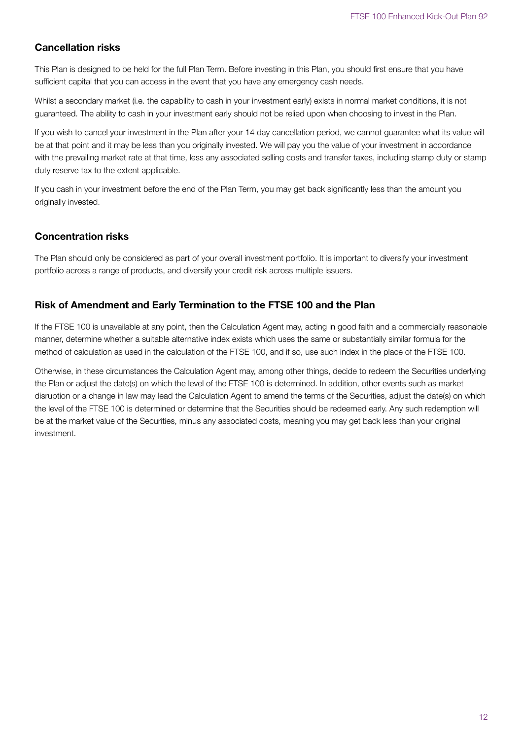## Cancellation risks

This Plan is designed to be held for the full Plan Term. Before investing in this Plan, you should first ensure that you have sufficient capital that you can access in the event that you have any emergency cash needs.

Whilst a secondary market (i.e. the capability to cash in your investment early) exists in normal market conditions, it is not guaranteed. The ability to cash in your investment early should not be relied upon when choosing to invest in the Plan.

If you wish to cancel your investment in the Plan after your 14 day cancellation period, we cannot guarantee what its value will be at that point and it may be less than you originally invested. We will pay you the value of your investment in accordance with the prevailing market rate at that time, less any associated selling costs and transfer taxes, including stamp duty or stamp duty reserve tax to the extent applicable.

If you cash in your investment before the end of the Plan Term, you may get back significantly less than the amount you originally invested.

## Concentration risks

The Plan should only be considered as part of your overall investment portfolio. It is important to diversify your investment portfolio across a range of products, and diversify your credit risk across multiple issuers.

## Risk of Amendment and Early Termination to the FTSE 100 and the Plan

If the FTSE 100 is unavailable at any point, then the Calculation Agent may, acting in good faith and a commercially reasonable manner, determine whether a suitable alternative index exists which uses the same or substantially similar formula for the method of calculation as used in the calculation of the FTSE 100, and if so, use such index in the place of the FTSE 100.

Otherwise, in these circumstances the Calculation Agent may, among other things, decide to redeem the Securities underlying the Plan or adjust the date(s) on which the level of the FTSE 100 is determined. In addition, other events such as market disruption or a change in law may lead the Calculation Agent to amend the terms of the Securities, adjust the date(s) on which the level of the FTSE 100 is determined or determine that the Securities should be redeemed early. Any such redemption will be at the market value of the Securities, minus any associated costs, meaning you may get back less than your original investment.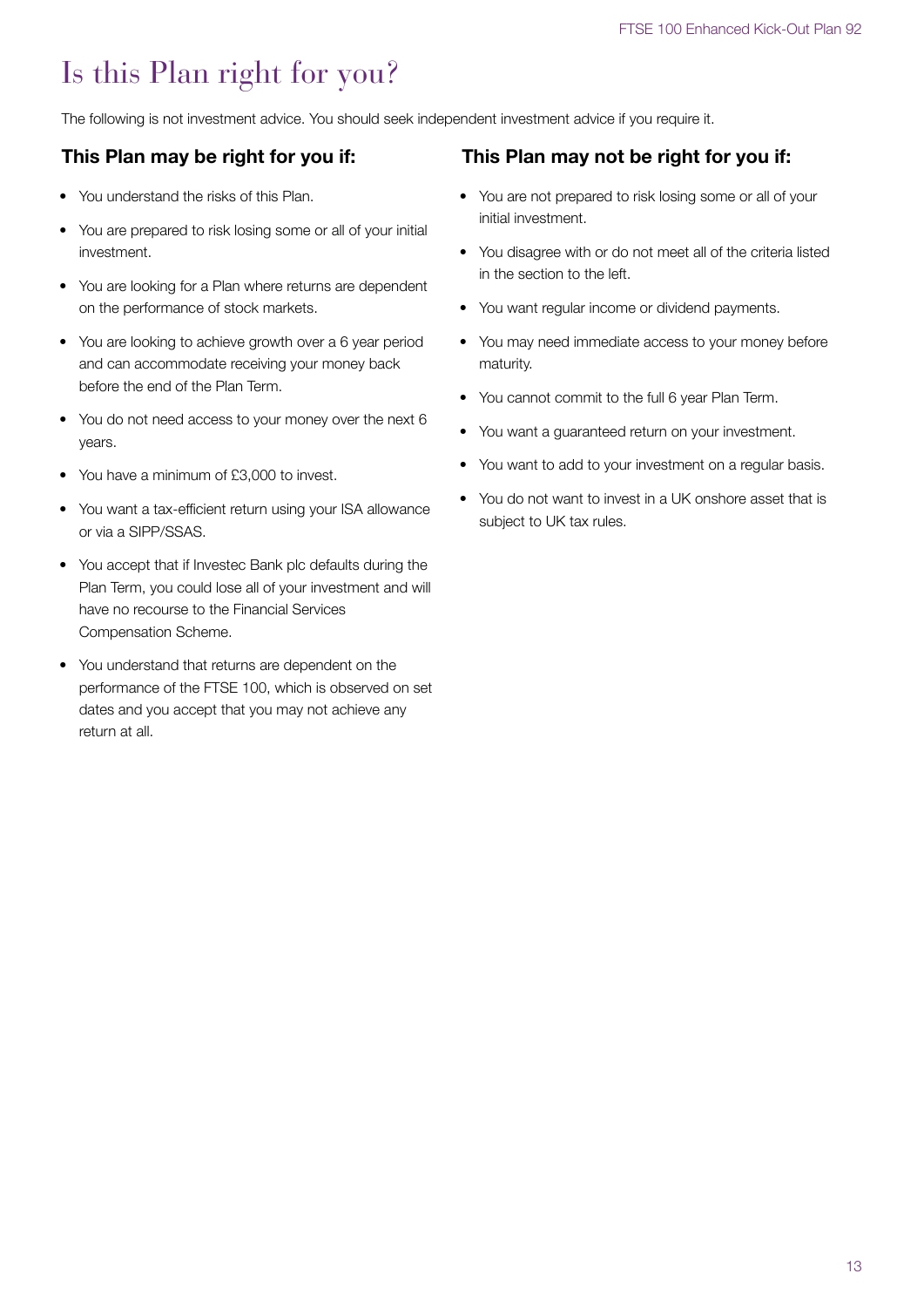# Is this Plan right for you?

The following is not investment advice. You should seek independent investment advice if you require it.

### This Plan may be right for you if:

- You understand the risks of this Plan.
- You are prepared to risk losing some or all of your initial investment.
- You are looking for a Plan where returns are dependent on the performance of stock markets.
- You are looking to achieve growth over a 6 year period and can accommodate receiving your money back before the end of the Plan Term.
- You do not need access to your money over the next 6 years.
- You have a minimum of £3,000 to invest.
- You want a tax-efficient return using your ISA allowance or via a SIPP/SSAS.
- You accept that if Investec Bank plc defaults during the Plan Term, you could lose all of your investment and will have no recourse to the Financial Services Compensation Scheme.
- You understand that returns are dependent on the performance of the FTSE 100, which is observed on set dates and you accept that you may not achieve any return at all.

### This Plan may not be right for you if:

- You are not prepared to risk losing some or all of your initial investment.
- You disagree with or do not meet all of the criteria listed in the section to the left.
- You want regular income or dividend payments.
- You may need immediate access to your money before maturity.
- You cannot commit to the full 6 year Plan Term.
- You want a guaranteed return on your investment.
- You want to add to your investment on a regular basis.
- You do not want to invest in a UK onshore asset that is subject to UK tax rules.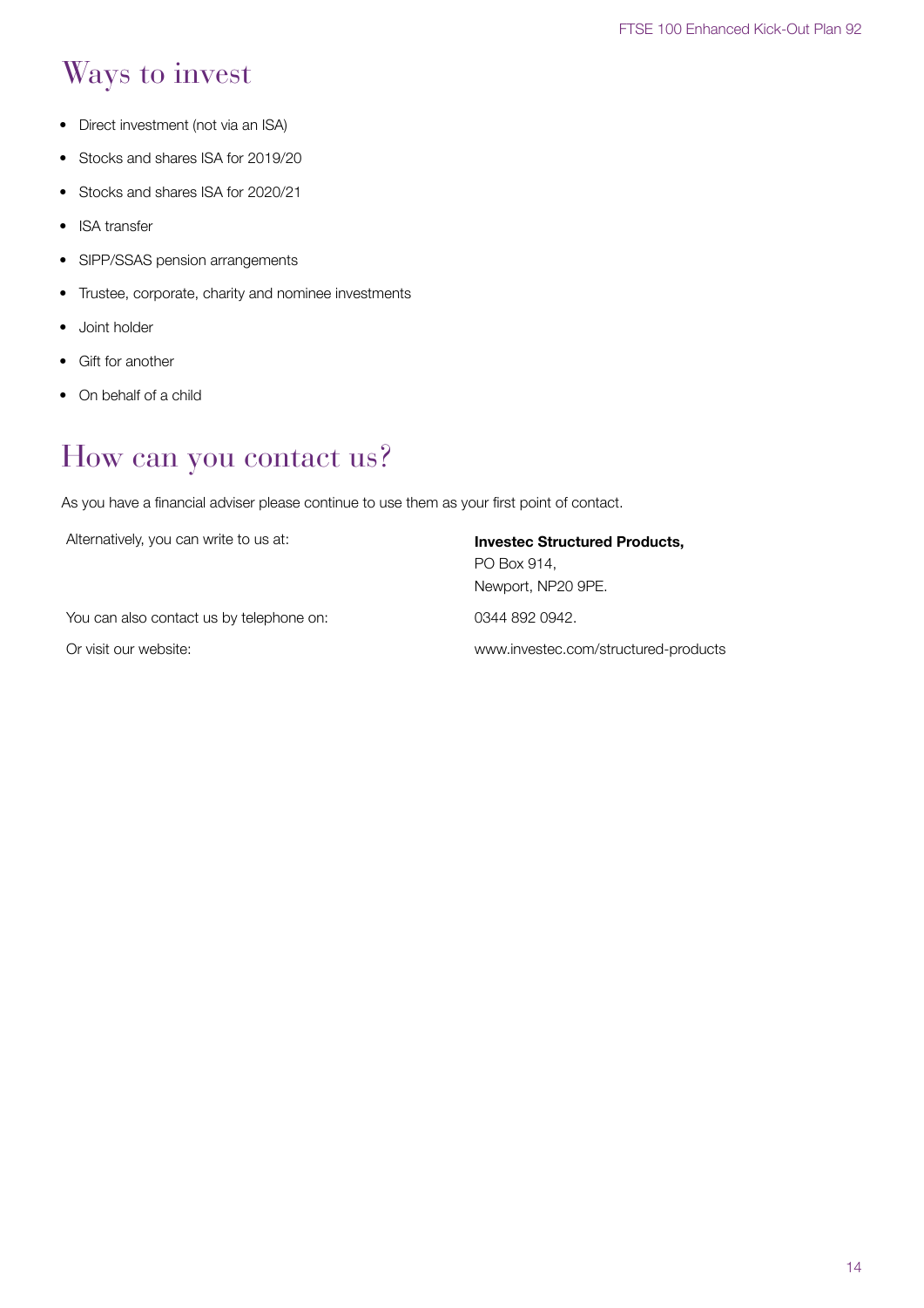# Ways to invest

- Direct investment (not via an ISA)
- Stocks and shares ISA for 2019/20
- Stocks and shares ISA for 2020/21
- ISA transfer
- SIPP/SSAS pension arrangements
- Trustee, corporate, charity and nominee investments
- Joint holder
- Gift for another
- On behalf of a child

# How can you contact us?

As you have a financial adviser please continue to use them as your first point of contact.

Alternatively, you can write to us at:

**Investec Structured Products,**
PO Box 914,
Newport, NP20 9PE.

You can also contact us by telephone on: 0344 892 0942.

Or visit our website: www.investec.com/structured-products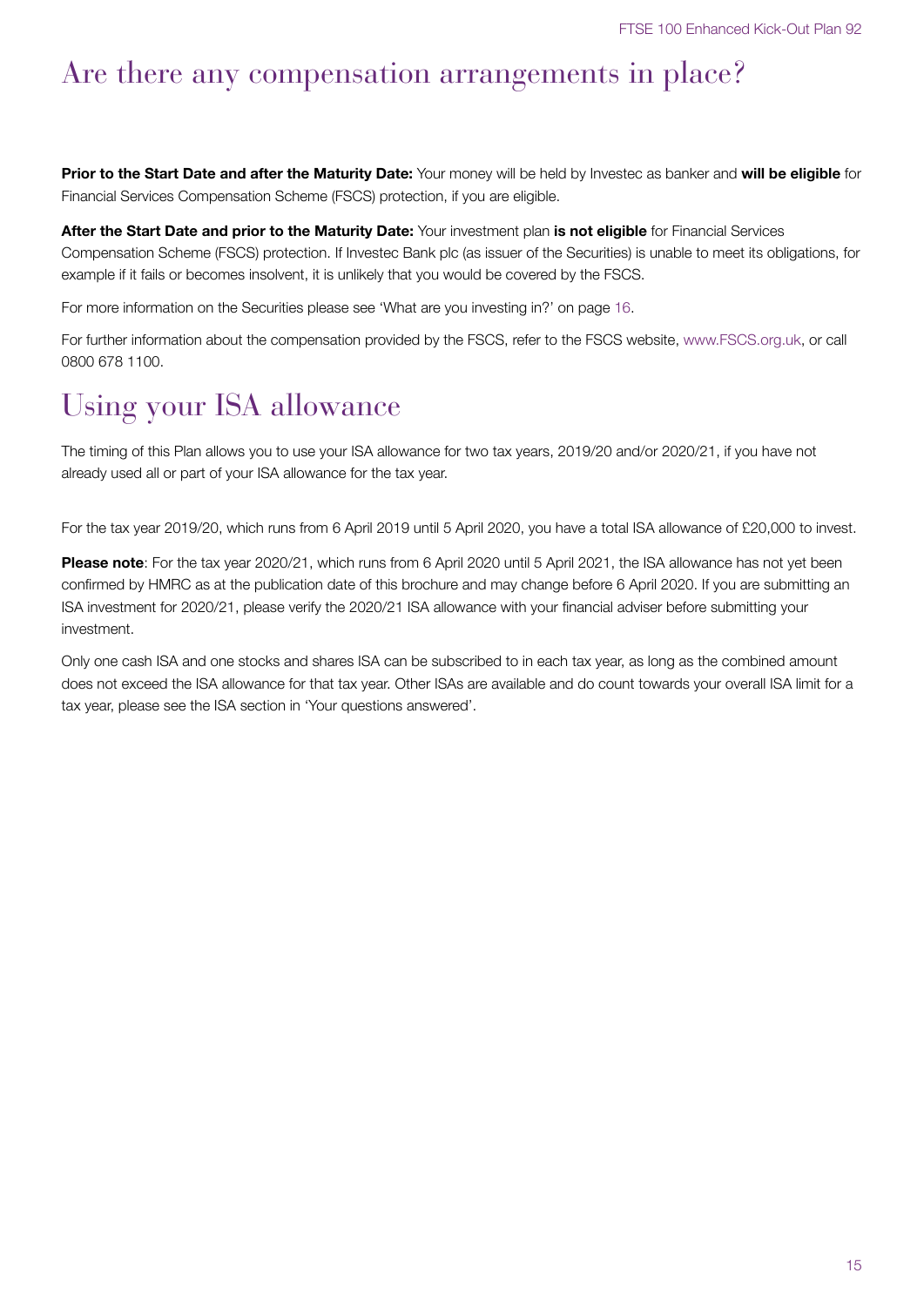# Are there any compensation arrangements in place?

**Prior to the Start Date and after the Maturity Date:** Your money will be held by Investec as banker and **will be eligible** for Financial Services Compensation Scheme (FSCS) protection, if you are eligible.

**After the Start Date and prior to the Maturity Date:** Your investment plan **is not eligible** for Financial Services Compensation Scheme (FSCS) protection. If Investec Bank plc (as issuer of the Securities) is unable to meet its obligations, for example if it fails or becomes insolvent, it is unlikely that you would be covered by the FSCS.

For more information on the Securities please see 'What are you investing in?' on page 16.

For further information about the compensation provided by the FSCS, refer to the FSCS website, www.FSCS.org.uk, or call 0800 678 1100.

# Using your ISA allowance

The timing of this Plan allows you to use your ISA allowance for two tax years, 2019/20 and/or 2020/21, if you have not already used all or part of your ISA allowance for the tax year.

For the tax year 2019/20, which runs from 6 April 2019 until 5 April 2020, you have a total ISA allowance of £20,000 to invest.

**Please note**: For the tax year 2020/21, which runs from 6 April 2020 until 5 April 2021, the ISA allowance has not yet been confirmed by HMRC as at the publication date of this brochure and may change before 6 April 2020. If you are submitting an ISA investment for 2020/21, please verify the 2020/21 ISA allowance with your financial adviser before submitting your investment.

Only one cash ISA and one stocks and shares ISA can be subscribed to in each tax year, as long as the combined amount does not exceed the ISA allowance for that tax year. Other ISAs are available and do count towards your overall ISA limit for a tax year, please see the ISA section in 'Your questions answered'.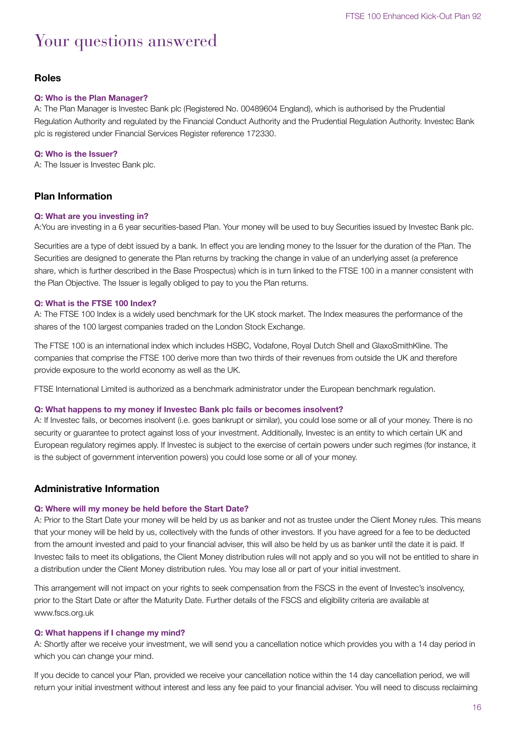# Your questions answered

## Roles

**Q: Who is the Plan Manager?**

A: The Plan Manager is Investec Bank plc (Registered No. 00489604 England), which is authorised by the Prudential Regulation Authority and regulated by the Financial Conduct Authority and the Prudential Regulation Authority. Investec Bank plc is registered under Financial Services Register reference 172330.

**Q: Who is the Issuer?**

A: The Issuer is Investec Bank plc.

## Plan Information

**Q: What are you investing in?**

A:You are investing in a 6 year securities-based Plan. Your money will be used to buy Securities issued by Investec Bank plc.

Securities are a type of debt issued by a bank. In effect you are lending money to the Issuer for the duration of the Plan. The Securities are designed to generate the Plan returns by tracking the change in value of an underlying asset (a preference share, which is further described in the Base Prospectus) which is in turn linked to the FTSE 100 in a manner consistent with the Plan Objective. The Issuer is legally obliged to pay to you the Plan returns.

**Q: What is the FTSE 100 Index?**

A: The FTSE 100 Index is a widely used benchmark for the UK stock market. The Index measures the performance of the shares of the 100 largest companies traded on the London Stock Exchange.

The FTSE 100 is an international index which includes HSBC, Vodafone, Royal Dutch Shell and GlaxoSmithKline. The companies that comprise the FTSE 100 derive more than two thirds of their revenues from outside the UK and therefore provide exposure to the world economy as well as the UK.

FTSE International Limited is authorized as a benchmark administrator under the European benchmark regulation.

**Q: What happens to my money if Investec Bank plc fails or becomes insolvent?**

A: If Investec fails, or becomes insolvent (i.e. goes bankrupt or similar), you could lose some or all of your money. There is no security or guarantee to protect against loss of your investment. Additionally, Investec is an entity to which certain UK and European regulatory regimes apply. If Investec is subject to the exercise of certain powers under such regimes (for instance, it is the subject of government intervention powers) you could lose some or all of your money.

## Administrative Information

**Q: Where will my money be held before the Start Date?**

A: Prior to the Start Date your money will be held by us as banker and not as trustee under the Client Money rules. This means that your money will be held by us, collectively with the funds of other investors. If you have agreed for a fee to be deducted from the amount invested and paid to your financial adviser, this will also be held by us as banker until the date it is paid. If Investec fails to meet its obligations, the Client Money distribution rules will not apply and so you will not be entitled to share in a distribution under the Client Money distribution rules. You may lose all or part of your initial investment.

This arrangement will not impact on your rights to seek compensation from the FSCS in the event of Investec's insolvency, prior to the Start Date or after the Maturity Date. Further details of the FSCS and eligibility criteria are available at www.fscs.org.uk

**Q: What happens if I change my mind?**

A: Shortly after we receive your investment, we will send you a cancellation notice which provides you with a 14 day period in which you can change your mind.

If you decide to cancel your Plan, provided we receive your cancellation notice within the 14 day cancellation period, we will return your initial investment without interest and less any fee paid to your financial adviser. You will need to discuss reclaiming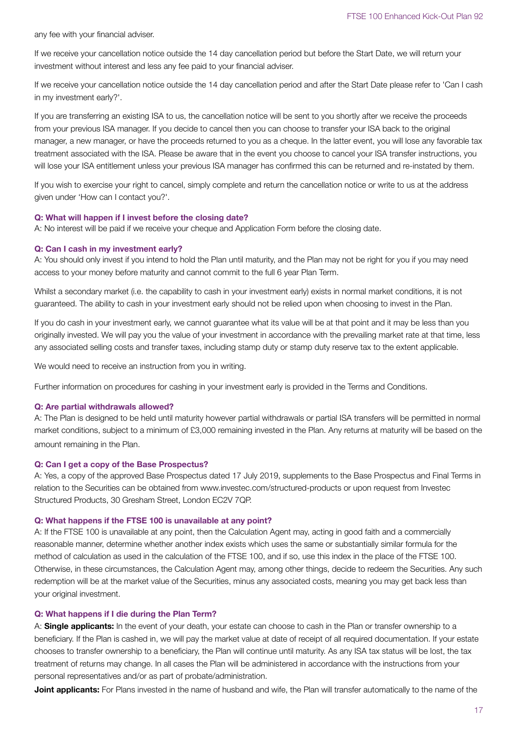any fee with your financial adviser.

If we receive your cancellation notice outside the 14 day cancellation period but before the Start Date, we will return your investment without interest and less any fee paid to your financial adviser.

If we receive your cancellation notice outside the 14 day cancellation period and after the Start Date please refer to 'Can I cash in my investment early?'.

If you are transferring an existing ISA to us, the cancellation notice will be sent to you shortly after we receive the proceeds from your previous ISA manager. If you decide to cancel then you can choose to transfer your ISA back to the original manager, a new manager, or have the proceeds returned to you as a cheque. In the latter event, you will lose any favorable tax treatment associated with the ISA. Please be aware that in the event you choose to cancel your ISA transfer instructions, you will lose your ISA entitlement unless your previous ISA manager has confirmed this can be returned and re-instated by them.

If you wish to exercise your right to cancel, simply complete and return the cancellation notice or write to us at the address given under 'How can I contact you?'.

**Q: What will happen if I invest before the closing date?**

A: No interest will be paid if we receive your cheque and Application Form before the closing date.

**Q: Can I cash in my investment early?**

A: You should only invest if you intend to hold the Plan until maturity, and the Plan may not be right for you if you may need access to your money before maturity and cannot commit to the full 6 year Plan Term.

Whilst a secondary market (i.e. the capability to cash in your investment early) exists in normal market conditions, it is not guaranteed. The ability to cash in your investment early should not be relied upon when choosing to invest in the Plan.

If you do cash in your investment early, we cannot guarantee what its value will be at that point and it may be less than you originally invested. We will pay you the value of your investment in accordance with the prevailing market rate at that time, less any associated selling costs and transfer taxes, including stamp duty or stamp duty reserve tax to the extent applicable.

We would need to receive an instruction from you in writing.

Further information on procedures for cashing in your investment early is provided in the Terms and Conditions.

**Q: Are partial withdrawals allowed?**

A: The Plan is designed to be held until maturity however partial withdrawals or partial ISA transfers will be permitted in normal market conditions, subject to a minimum of £3,000 remaining invested in the Plan. Any returns at maturity will be based on the amount remaining in the Plan.

**Q: Can I get a copy of the Base Prospectus?**

A: Yes, a copy of the approved Base Prospectus dated 17 July 2019, supplements to the Base Prospectus and Final Terms in relation to the Securities can be obtained from www.investec.com/structured-products or upon request from Investec Structured Products, 30 Gresham Street, London EC2V 7QP.

**Q: What happens if the FTSE 100 is unavailable at any point?**

A: If the FTSE 100 is unavailable at any point, then the Calculation Agent may, acting in good faith and a commercially reasonable manner, determine whether another index exists which uses the same or substantially similar formula for the method of calculation as used in the calculation of the FTSE 100, and if so, use this index in the place of the FTSE 100. Otherwise, in these circumstances, the Calculation Agent may, among other things, decide to redeem the Securities. Any such redemption will be at the market value of the Securities, minus any associated costs, meaning you may get back less than your original investment.

**Q: What happens if I die during the Plan Term?**

A: **Single applicants:** In the event of your death, your estate can choose to cash in the Plan or transfer ownership to a beneficiary. If the Plan is cashed in, we will pay the market value at date of receipt of all required documentation. If your estate chooses to transfer ownership to a beneficiary, the Plan will continue until maturity. As any ISA tax status will be lost, the tax treatment of returns may change. In all cases the Plan will be administered in accordance with the instructions from your personal representatives and/or as part of probate/administration.

**Joint applicants:** For Plans invested in the name of husband and wife, the Plan will transfer automatically to the name of the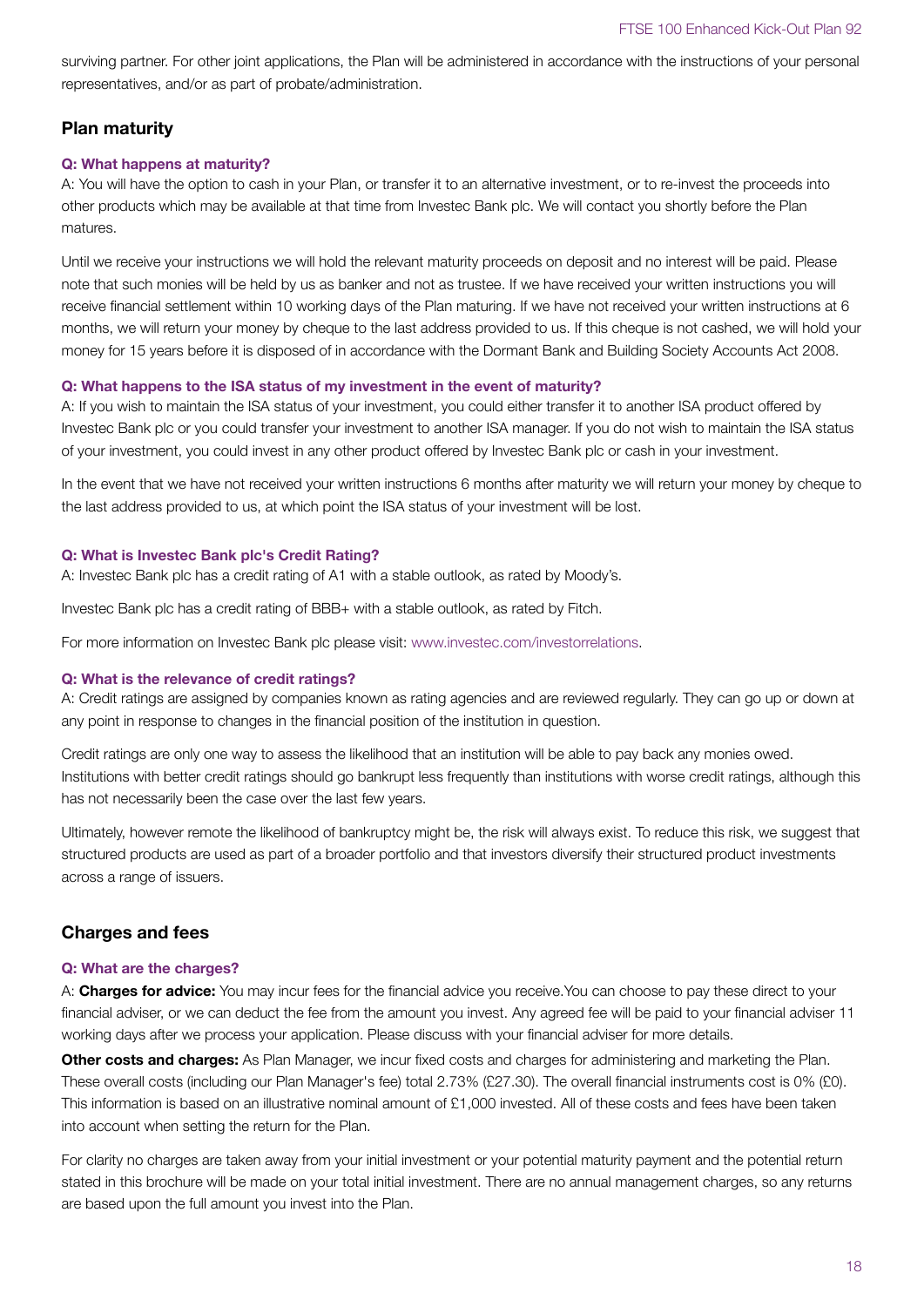surviving partner. For other joint applications, the Plan will be administered in accordance with the instructions of your personal representatives, and/or as part of probate/administration.

## Plan maturity

### Q: What happens at maturity?

A: You will have the option to cash in your Plan, or transfer it to an alternative investment, or to re-invest the proceeds into other products which may be available at that time from Investec Bank plc. We will contact you shortly before the Plan matures.

Until we receive your instructions we will hold the relevant maturity proceeds on deposit and no interest will be paid. Please note that such monies will be held by us as banker and not as trustee. If we have received your written instructions you will receive financial settlement within 10 working days of the Plan maturing. If we have not received your written instructions at 6 months, we will return your money by cheque to the last address provided to us. If this cheque is not cashed, we will hold your money for 15 years before it is disposed of in accordance with the Dormant Bank and Building Society Accounts Act 2008.

### Q: What happens to the ISA status of my investment in the event of maturity?

A: If you wish to maintain the ISA status of your investment, you could either transfer it to another ISA product offered by Investec Bank plc or you could transfer your investment to another ISA manager. If you do not wish to maintain the ISA status of your investment, you could invest in any other product offered by Investec Bank plc or cash in your investment.

In the event that we have not received your written instructions 6 months after maturity we will return your money by cheque to the last address provided to us, at which point the ISA status of your investment will be lost.

### Q: What is Investec Bank plc's Credit Rating?

A: Investec Bank plc has a credit rating of A1 with a stable outlook, as rated by Moody's.

Investec Bank plc has a credit rating of BBB+ with a stable outlook, as rated by Fitch.

For more information on Investec Bank plc please visit: www.investec.com/investorrelations.

### Q: What is the relevance of credit ratings?

A: Credit ratings are assigned by companies known as rating agencies and are reviewed regularly. They can go up or down at any point in response to changes in the financial position of the institution in question.

Credit ratings are only one way to assess the likelihood that an institution will be able to pay back any monies owed. Institutions with better credit ratings should go bankrupt less frequently than institutions with worse credit ratings, although this has not necessarily been the case over the last few years.

Ultimately, however remote the likelihood of bankruptcy might be, the risk will always exist. To reduce this risk, we suggest that structured products are used as part of a broader portfolio and that investors diversify their structured product investments across a range of issuers.

## Charges and fees

### Q: What are the charges?

A: **Charges for advice:** You may incur fees for the financial advice you receive.You can choose to pay these direct to your financial adviser, or we can deduct the fee from the amount you invest. Any agreed fee will be paid to your financial adviser 11 working days after we process your application. Please discuss with your financial adviser for more details.

**Other costs and charges:** As Plan Manager, we incur fixed costs and charges for administering and marketing the Plan. These overall costs (including our Plan Manager's fee) total 2.73% (£27.30). The overall financial instruments cost is 0% (£0). This information is based on an illustrative nominal amount of £1,000 invested. All of these costs and fees have been taken into account when setting the return for the Plan.

For clarity no charges are taken away from your initial investment or your potential maturity payment and the potential return stated in this brochure will be made on your total initial investment. There are no annual management charges, so any returns are based upon the full amount you invest into the Plan.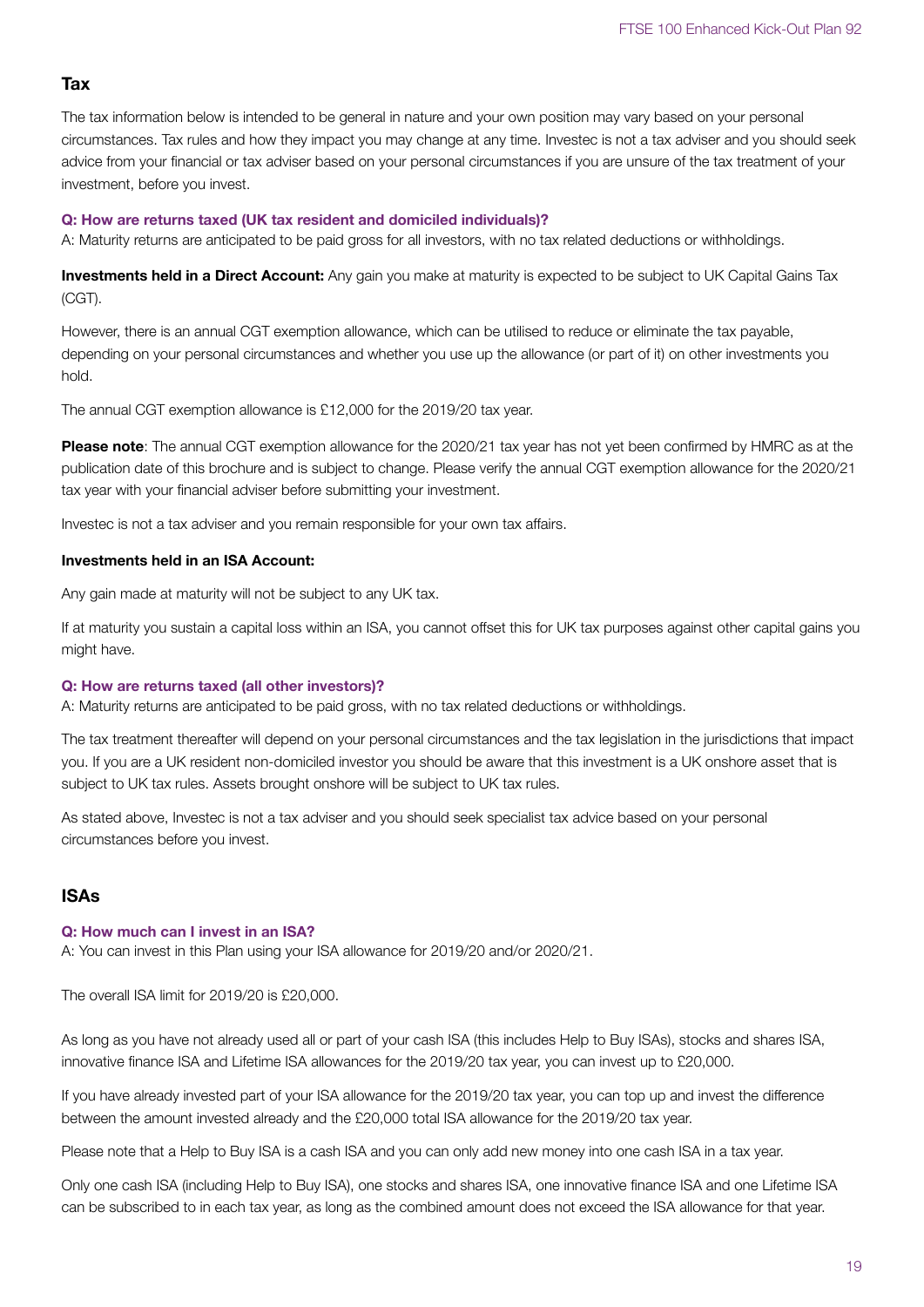## Tax

The tax information below is intended to be general in nature and your own position may vary based on your personal circumstances. Tax rules and how they impact you may change at any time. Investec is not a tax adviser and you should seek advice from your financial or tax adviser based on your personal circumstances if you are unsure of the tax treatment of your investment, before you invest.

### Q: How are returns taxed (UK tax resident and domiciled individuals)?

A: Maturity returns are anticipated to be paid gross for all investors, with no tax related deductions or withholdings.

**Investments held in a Direct Account:** Any gain you make at maturity is expected to be subject to UK Capital Gains Tax (CGT).

However, there is an annual CGT exemption allowance, which can be utilised to reduce or eliminate the tax payable, depending on your personal circumstances and whether you use up the allowance (or part of it) on other investments you hold.

The annual CGT exemption allowance is £12,000 for the 2019/20 tax year.

**Please note**: The annual CGT exemption allowance for the 2020/21 tax year has not yet been confirmed by HMRC as at the publication date of this brochure and is subject to change. Please verify the annual CGT exemption allowance for the 2020/21 tax year with your financial adviser before submitting your investment.

Investec is not a tax adviser and you remain responsible for your own tax affairs.

**Investments held in an ISA Account:**

Any gain made at maturity will not be subject to any UK tax.

If at maturity you sustain a capital loss within an ISA, you cannot offset this for UK tax purposes against other capital gains you might have.

### Q: How are returns taxed (all other investors)?

A: Maturity returns are anticipated to be paid gross, with no tax related deductions or withholdings.

The tax treatment thereafter will depend on your personal circumstances and the tax legislation in the jurisdictions that impact you. If you are a UK resident non-domiciled investor you should be aware that this investment is a UK onshore asset that is subject to UK tax rules. Assets brought onshore will be subject to UK tax rules.

As stated above, Investec is not a tax adviser and you should seek specialist tax advice based on your personal circumstances before you invest.

## ISAs

### Q: How much can I invest in an ISA?

A: You can invest in this Plan using your ISA allowance for 2019/20 and/or 2020/21.

The overall ISA limit for 2019/20 is £20,000.

As long as you have not already used all or part of your cash ISA (this includes Help to Buy ISAs), stocks and shares ISA, innovative finance ISA and Lifetime ISA allowances for the 2019/20 tax year, you can invest up to £20,000.

If you have already invested part of your ISA allowance for the 2019/20 tax year, you can top up and invest the difference between the amount invested already and the £20,000 total ISA allowance for the 2019/20 tax year.

Please note that a Help to Buy ISA is a cash ISA and you can only add new money into one cash ISA in a tax year.

Only one cash ISA (including Help to Buy ISA), one stocks and shares ISA, one innovative finance ISA and one Lifetime ISA can be subscribed to in each tax year, as long as the combined amount does not exceed the ISA allowance for that year.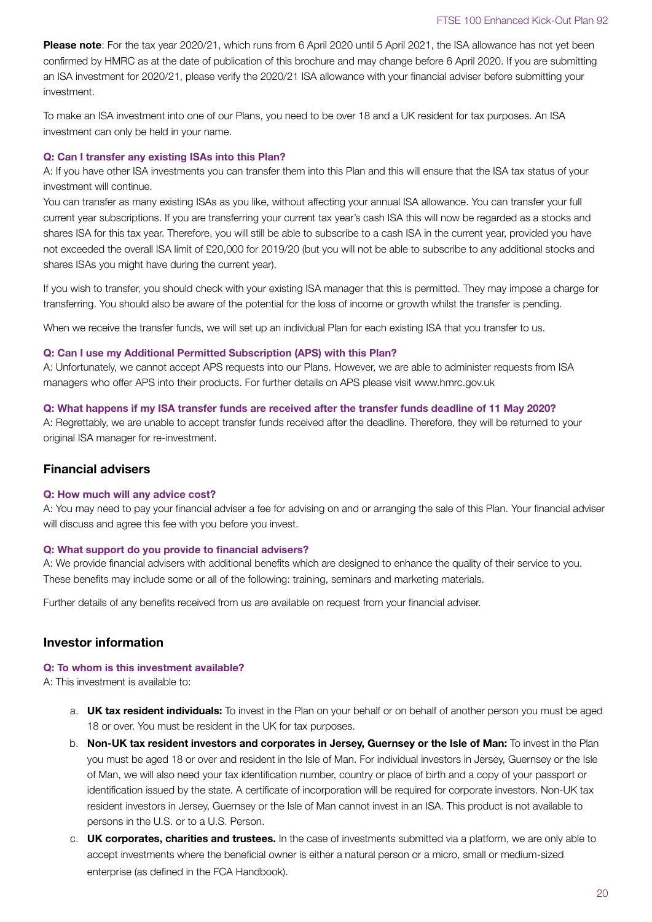**Please note**: For the tax year 2020/21, which runs from 6 April 2020 until 5 April 2021, the ISA allowance has not yet been confirmed by HMRC as at the date of publication of this brochure and may change before 6 April 2020. If you are submitting an ISA investment for 2020/21, please verify the 2020/21 ISA allowance with your financial adviser before submitting your investment.

To make an ISA investment into one of our Plans, you need to be over 18 and a UK resident for tax purposes. An ISA investment can only be held in your name.

**Q: Can I transfer any existing ISAs into this Plan?**

A: If you have other ISA investments you can transfer them into this Plan and this will ensure that the ISA tax status of your investment will continue.

You can transfer as many existing ISAs as you like, without affecting your annual ISA allowance. You can transfer your full current year subscriptions. If you are transferring your current tax year's cash ISA this will now be regarded as a stocks and shares ISA for this tax year. Therefore, you will still be able to subscribe to a cash ISA in the current year, provided you have not exceeded the overall ISA limit of £20,000 for 2019/20 (but you will not be able to subscribe to any additional stocks and shares ISAs you might have during the current year).

If you wish to transfer, you should check with your existing ISA manager that this is permitted. They may impose a charge for transferring. You should also be aware of the potential for the loss of income or growth whilst the transfer is pending.

When we receive the transfer funds, we will set up an individual Plan for each existing ISA that you transfer to us.

**Q: Can I use my Additional Permitted Subscription (APS) with this Plan?**

A: Unfortunately, we cannot accept APS requests into our Plans. However, we are able to administer requests from ISA managers who offer APS into their products. For further details on APS please visit www.hmrc.gov.uk

**Q: What happens if my ISA transfer funds are received after the transfer funds deadline of 11 May 2020?**

A: Regrettably, we are unable to accept transfer funds received after the deadline. Therefore, they will be returned to your original ISA manager for re-investment.

## Financial advisers

**Q: How much will any advice cost?**

A: You may need to pay your financial adviser a fee for advising on and or arranging the sale of this Plan. Your financial adviser will discuss and agree this fee with you before you invest.

**Q: What support do you provide to financial advisers?**

A: We provide financial advisers with additional benefits which are designed to enhance the quality of their service to you. These benefits may include some or all of the following: training, seminars and marketing materials.

Further details of any benefits received from us are available on request from your financial adviser.

## Investor information

**Q: To whom is this investment available?**

A: This investment is available to:

a. **UK tax resident individuals:** To invest in the Plan on your behalf or on behalf of another person you must be aged 18 or over. You must be resident in the UK for tax purposes.

b. **Non-UK tax resident investors and corporates in Jersey, Guernsey or the Isle of Man:** To invest in the Plan you must be aged 18 or over and resident in the Isle of Man. For individual investors in Jersey, Guernsey or the Isle of Man, we will also need your tax identification number, country or place of birth and a copy of your passport or identification issued by the state. A certificate of incorporation will be required for corporate investors. Non-UK tax resident investors in Jersey, Guernsey or the Isle of Man cannot invest in an ISA. This product is not available to persons in the U.S. or to a U.S. Person.

c. **UK corporates, charities and trustees.** In the case of investments submitted via a platform, we are only able to accept investments where the beneficial owner is either a natural person or a micro, small or medium-sized enterprise (as defined in the FCA Handbook).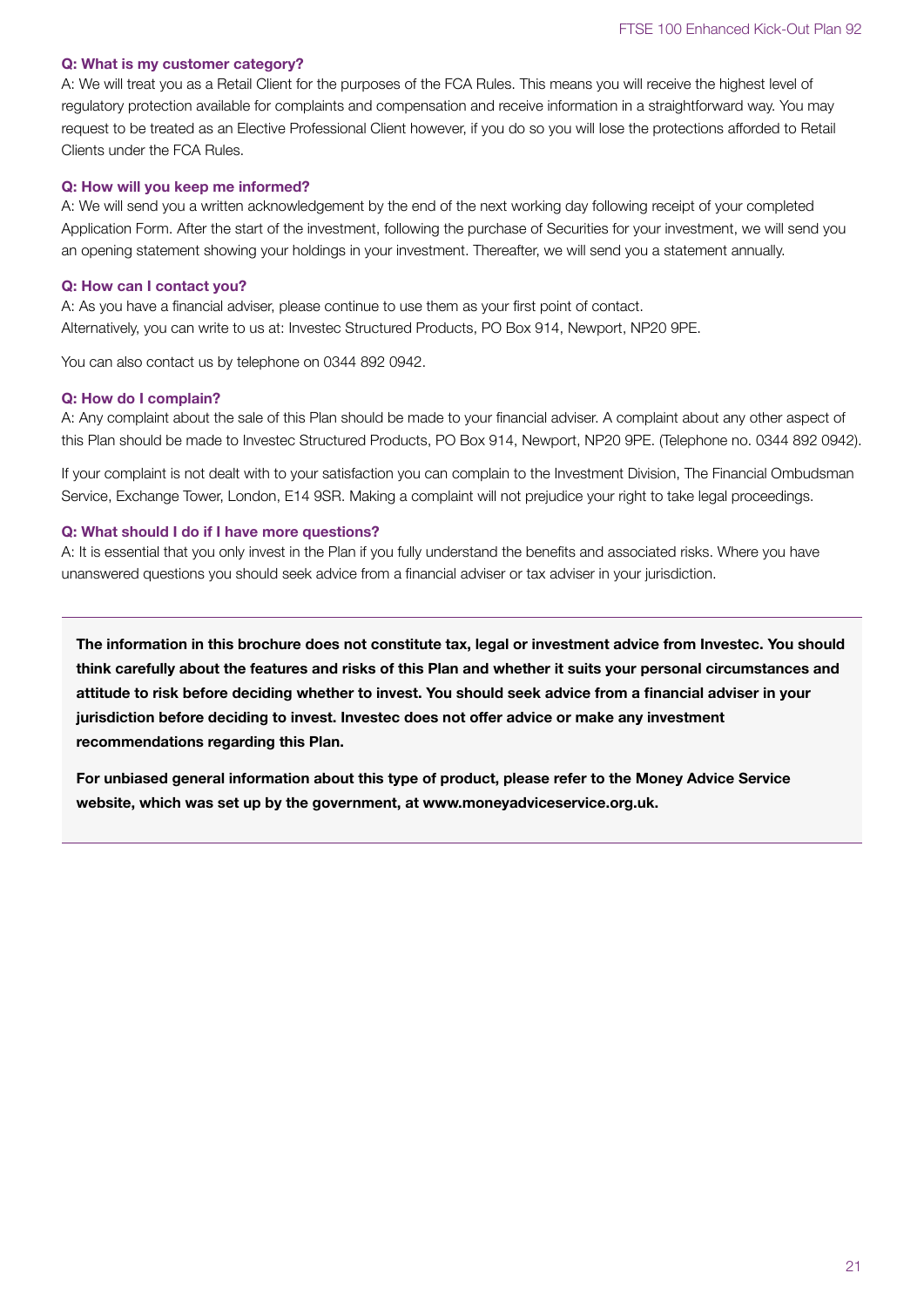**Q: What is my customer category?**

A: We will treat you as a Retail Client for the purposes of the FCA Rules. This means you will receive the highest level of regulatory protection available for complaints and compensation and receive information in a straightforward way. You may request to be treated as an Elective Professional Client however, if you do so you will lose the protections afforded to Retail Clients under the FCA Rules.

**Q: How will you keep me informed?**

A: We will send you a written acknowledgement by the end of the next working day following receipt of your completed Application Form. After the start of the investment, following the purchase of Securities for your investment, we will send you an opening statement showing your holdings in your investment. Thereafter, we will send you a statement annually.

**Q: How can I contact you?**

A: As you have a financial adviser, please continue to use them as your first point of contact.
Alternatively, you can write to us at: Investec Structured Products, PO Box 914, Newport, NP20 9PE.

You can also contact us by telephone on 0344 892 0942.

**Q: How do I complain?**

A: Any complaint about the sale of this Plan should be made to your financial adviser. A complaint about any other aspect of this Plan should be made to Investec Structured Products, PO Box 914, Newport, NP20 9PE. (Telephone no. 0344 892 0942).

If your complaint is not dealt with to your satisfaction you can complain to the Investment Division, The Financial Ombudsman Service, Exchange Tower, London, E14 9SR. Making a complaint will not prejudice your right to take legal proceedings.

**Q: What should I do if I have more questions?**

A: It is essential that you only invest in the Plan if you fully understand the benefits and associated risks. Where you have unanswered questions you should seek advice from a financial adviser or tax adviser in your jurisdiction.

---

**The information in this brochure does not constitute tax, legal or investment advice from Investec. You should think carefully about the features and risks of this Plan and whether it suits your personal circumstances and attitude to risk before deciding whether to invest. You should seek advice from a financial adviser in your jurisdiction before deciding to invest. Investec does not offer advice or make any investment recommendations regarding this Plan.**

**For unbiased general information about this type of product, please refer to the Money Advice Service website, which was set up by the government, at www.moneyadviceservice.org.uk.**

---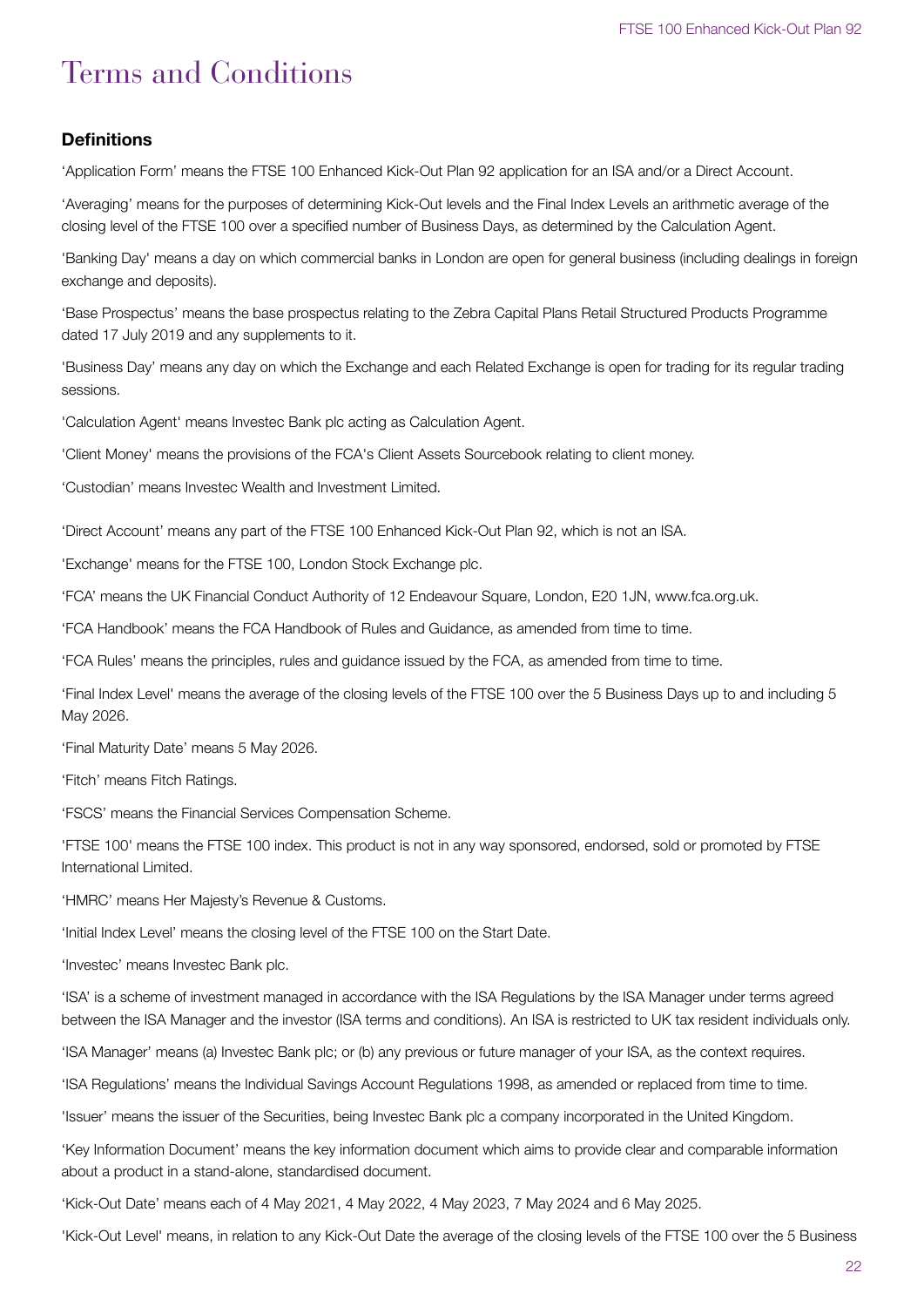# Terms and Conditions

### Definitions

'Application Form' means the FTSE 100 Enhanced Kick-Out Plan 92 application for an ISA and/or a Direct Account.

'Averaging' means for the purposes of determining Kick-Out levels and the Final Index Levels an arithmetic average of the closing level of the FTSE 100 over a specified number of Business Days, as determined by the Calculation Agent.

'Banking Day' means a day on which commercial banks in London are open for general business (including dealings in foreign exchange and deposits).

'Base Prospectus' means the base prospectus relating to the Zebra Capital Plans Retail Structured Products Programme dated 17 July 2019 and any supplements to it.

'Business Day' means any day on which the Exchange and each Related Exchange is open for trading for its regular trading sessions.

'Calculation Agent' means Investec Bank plc acting as Calculation Agent.

'Client Money' means the provisions of the FCA's Client Assets Sourcebook relating to client money.

'Custodian' means Investec Wealth and Investment Limited.

'Direct Account' means any part of the FTSE 100 Enhanced Kick-Out Plan 92, which is not an ISA.

'Exchange' means for the FTSE 100, London Stock Exchange plc.

'FCA' means the UK Financial Conduct Authority of 12 Endeavour Square, London, E20 1JN, www.fca.org.uk.

'FCA Handbook' means the FCA Handbook of Rules and Guidance, as amended from time to time.

'FCA Rules' means the principles, rules and guidance issued by the FCA, as amended from time to time.

'Final Index Level' means the average of the closing levels of the FTSE 100 over the 5 Business Days up to and including 5 May 2026.

'Final Maturity Date' means 5 May 2026.

'Fitch' means Fitch Ratings.

'FSCS' means the Financial Services Compensation Scheme.

'FTSE 100' means the FTSE 100 index. This product is not in any way sponsored, endorsed, sold or promoted by FTSE International Limited.

'HMRC' means Her Majesty's Revenue & Customs.

'Initial Index Level' means the closing level of the FTSE 100 on the Start Date.

'Investec' means Investec Bank plc.

'ISA' is a scheme of investment managed in accordance with the ISA Regulations by the ISA Manager under terms agreed between the ISA Manager and the investor (ISA terms and conditions). An ISA is restricted to UK tax resident individuals only.

'ISA Manager' means (a) Investec Bank plc; or (b) any previous or future manager of your ISA, as the context requires.

'ISA Regulations' means the Individual Savings Account Regulations 1998, as amended or replaced from time to time.

'Issuer' means the issuer of the Securities, being Investec Bank plc a company incorporated in the United Kingdom.

'Key Information Document' means the key information document which aims to provide clear and comparable information about a product in a stand-alone, standardised document.

'Kick-Out Date' means each of 4 May 2021, 4 May 2022, 4 May 2023, 7 May 2024 and 6 May 2025.

'Kick-Out Level' means, in relation to any Kick-Out Date the average of the closing levels of the FTSE 100 over the 5 Business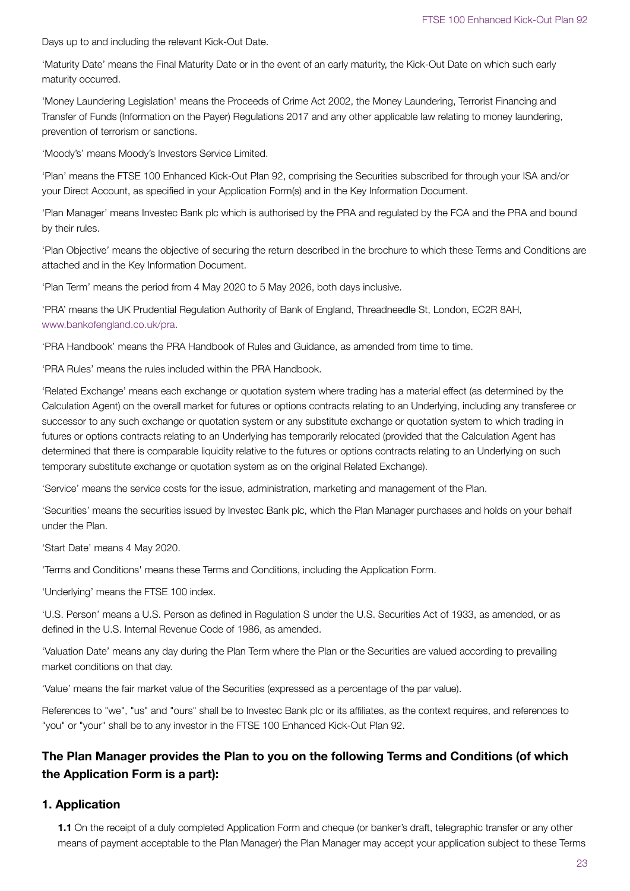Days up to and including the relevant Kick-Out Date.

'Maturity Date' means the Final Maturity Date or in the event of an early maturity, the Kick-Out Date on which such early maturity occurred.

'Money Laundering Legislation' means the Proceeds of Crime Act 2002, the Money Laundering, Terrorist Financing and Transfer of Funds (Information on the Payer) Regulations 2017 and any other applicable law relating to money laundering, prevention of terrorism or sanctions.

'Moody's' means Moody's Investors Service Limited.

'Plan' means the FTSE 100 Enhanced Kick-Out Plan 92, comprising the Securities subscribed for through your ISA and/or your Direct Account, as specified in your Application Form(s) and in the Key Information Document.

'Plan Manager' means Investec Bank plc which is authorised by the PRA and regulated by the FCA and the PRA and bound by their rules.

'Plan Objective' means the objective of securing the return described in the brochure to which these Terms and Conditions are attached and in the Key Information Document.

'Plan Term' means the period from 4 May 2020 to 5 May 2026, both days inclusive.

'PRA' means the UK Prudential Regulation Authority of Bank of England, Threadneedle St, London, EC2R 8AH, www.bankofengland.co.uk/pra.

'PRA Handbook' means the PRA Handbook of Rules and Guidance, as amended from time to time.

'PRA Rules' means the rules included within the PRA Handbook.

'Related Exchange' means each exchange or quotation system where trading has a material effect (as determined by the Calculation Agent) on the overall market for futures or options contracts relating to an Underlying, including any transferee or successor to any such exchange or quotation system or any substitute exchange or quotation system to which trading in futures or options contracts relating to an Underlying has temporarily relocated (provided that the Calculation Agent has determined that there is comparable liquidity relative to the futures or options contracts relating to an Underlying on such temporary substitute exchange or quotation system as on the original Related Exchange).

'Service' means the service costs for the issue, administration, marketing and management of the Plan.

'Securities' means the securities issued by Investec Bank plc, which the Plan Manager purchases and holds on your behalf under the Plan.

'Start Date' means 4 May 2020.

'Terms and Conditions' means these Terms and Conditions, including the Application Form.

'Underlying' means the FTSE 100 index.

'U.S. Person' means a U.S. Person as defined in Regulation S under the U.S. Securities Act of 1933, as amended, or as defined in the U.S. Internal Revenue Code of 1986, as amended.

'Valuation Date' means any day during the Plan Term where the Plan or the Securities are valued according to prevailing market conditions on that day.

'Value' means the fair market value of the Securities (expressed as a percentage of the par value).

References to "we", "us" and "ours" shall be to Investec Bank plc or its affiliates, as the context requires, and references to "you" or "your" shall be to any investor in the FTSE 100 Enhanced Kick-Out Plan 92.

## The Plan Manager provides the Plan to you on the following Terms and Conditions (of which the Application Form is a part):

## 1. Application

**1.1** On the receipt of a duly completed Application Form and cheque (or banker's draft, telegraphic transfer or any other means of payment acceptable to the Plan Manager) the Plan Manager may accept your application subject to these Terms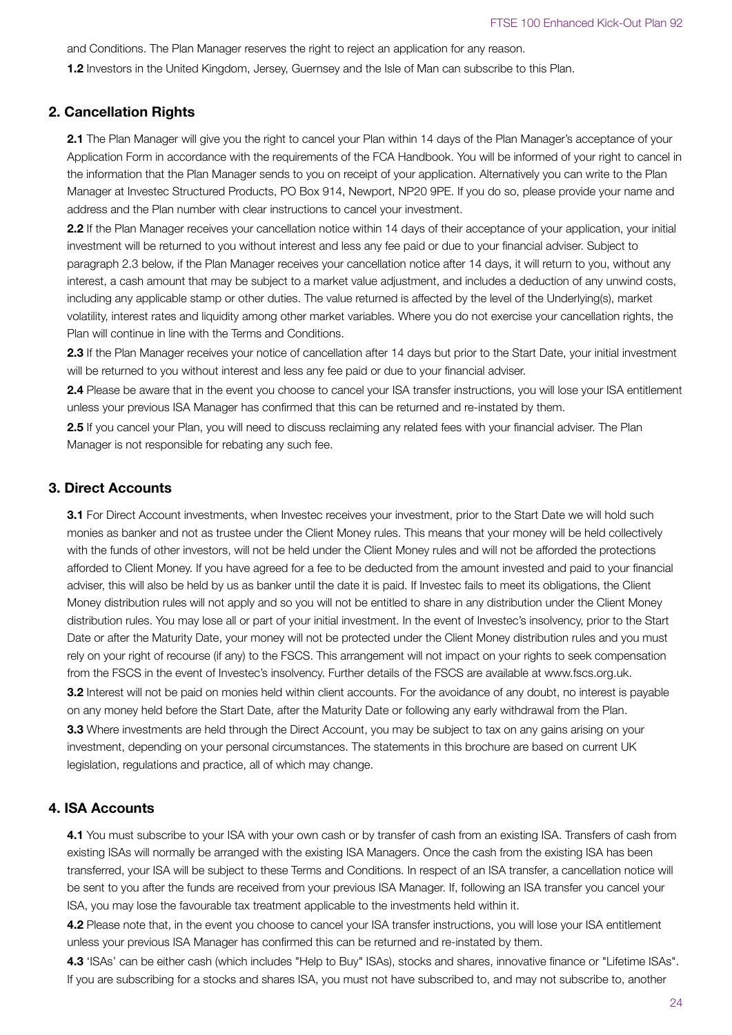and Conditions. The Plan Manager reserves the right to reject an application for any reason.

**1.2** Investors in the United Kingdom, Jersey, Guernsey and the Isle of Man can subscribe to this Plan.

## 2. Cancellation Rights

**2.1** The Plan Manager will give you the right to cancel your Plan within 14 days of the Plan Manager's acceptance of your Application Form in accordance with the requirements of the FCA Handbook. You will be informed of your right to cancel in the information that the Plan Manager sends to you on receipt of your application. Alternatively you can write to the Plan Manager at Investec Structured Products, PO Box 914, Newport, NP20 9PE. If you do so, please provide your name and address and the Plan number with clear instructions to cancel your investment.

**2.2** If the Plan Manager receives your cancellation notice within 14 days of their acceptance of your application, your initial investment will be returned to you without interest and less any fee paid or due to your financial adviser. Subject to paragraph 2.3 below, if the Plan Manager receives your cancellation notice after 14 days, it will return to you, without any interest, a cash amount that may be subject to a market value adjustment, and includes a deduction of any unwind costs, including any applicable stamp or other duties. The value returned is affected by the level of the Underlying(s), market volatility, interest rates and liquidity among other market variables. Where you do not exercise your cancellation rights, the Plan will continue in line with the Terms and Conditions.

**2.3** If the Plan Manager receives your notice of cancellation after 14 days but prior to the Start Date, your initial investment will be returned to you without interest and less any fee paid or due to your financial adviser.

**2.4** Please be aware that in the event you choose to cancel your ISA transfer instructions, you will lose your ISA entitlement unless your previous ISA Manager has confirmed that this can be returned and re-instated by them.

**2.5** If you cancel your Plan, you will need to discuss reclaiming any related fees with your financial adviser. The Plan Manager is not responsible for rebating any such fee.

## 3. Direct Accounts

**3.1** For Direct Account investments, when Investec receives your investment, prior to the Start Date we will hold such monies as banker and not as trustee under the Client Money rules. This means that your money will be held collectively with the funds of other investors, will not be held under the Client Money rules and will not be afforded the protections afforded to Client Money. If you have agreed for a fee to be deducted from the amount invested and paid to your financial adviser, this will also be held by us as banker until the date it is paid. If Investec fails to meet its obligations, the Client Money distribution rules will not apply and so you will not be entitled to share in any distribution under the Client Money distribution rules. You may lose all or part of your initial investment. In the event of Investec's insolvency, prior to the Start Date or after the Maturity Date, your money will not be protected under the Client Money distribution rules and you must rely on your right of recourse (if any) to the FSCS. This arrangement will not impact on your rights to seek compensation from the FSCS in the event of Investec's insolvency. Further details of the FSCS are available at www.fscs.org.uk.

**3.2** Interest will not be paid on monies held within client accounts. For the avoidance of any doubt, no interest is payable on any money held before the Start Date, after the Maturity Date or following any early withdrawal from the Plan.

**3.3** Where investments are held through the Direct Account, you may be subject to tax on any gains arising on your investment, depending on your personal circumstances. The statements in this brochure are based on current UK legislation, regulations and practice, all of which may change.

## 4. ISA Accounts

**4.1** You must subscribe to your ISA with your own cash or by transfer of cash from an existing ISA. Transfers of cash from existing ISAs will normally be arranged with the existing ISA Managers. Once the cash from the existing ISA has been transferred, your ISA will be subject to these Terms and Conditions. In respect of an ISA transfer, a cancellation notice will be sent to you after the funds are received from your previous ISA Manager. If, following an ISA transfer you cancel your ISA, you may lose the favourable tax treatment applicable to the investments held within it.

**4.2** Please note that, in the event you choose to cancel your ISA transfer instructions, you will lose your ISA entitlement unless your previous ISA Manager has confirmed this can be returned and re-instated by them.

**4.3** 'ISAs' can be either cash (which includes "Help to Buy" ISAs), stocks and shares, innovative finance or "Lifetime ISAs". If you are subscribing for a stocks and shares ISA, you must not have subscribed to, and may not subscribe to, another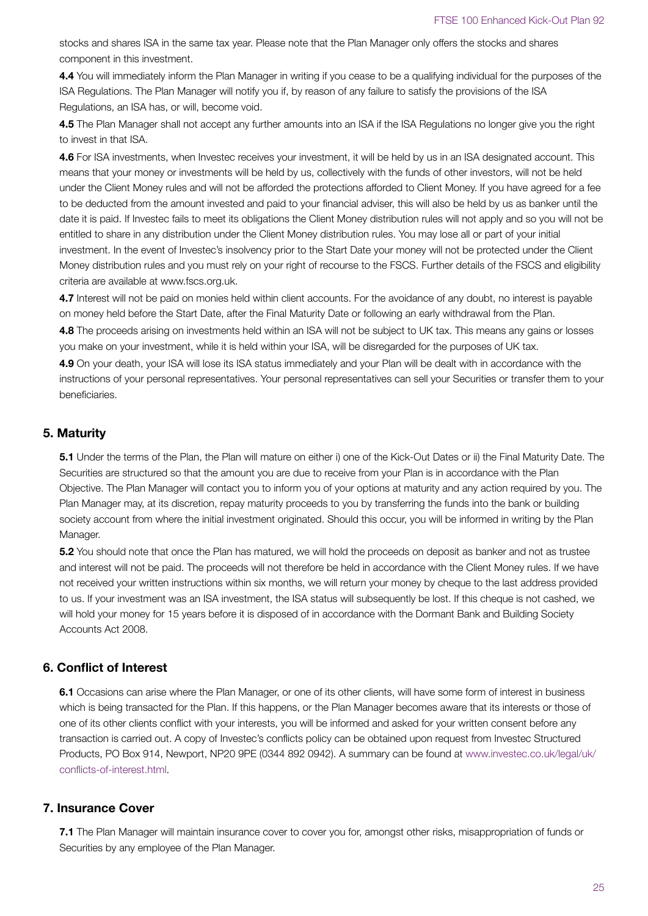stocks and shares ISA in the same tax year. Please note that the Plan Manager only offers the stocks and shares component in this investment.

**4.4** You will immediately inform the Plan Manager in writing if you cease to be a qualifying individual for the purposes of the ISA Regulations. The Plan Manager will notify you if, by reason of any failure to satisfy the provisions of the ISA Regulations, an ISA has, or will, become void.

**4.5** The Plan Manager shall not accept any further amounts into an ISA if the ISA Regulations no longer give you the right to invest in that ISA.

**4.6** For ISA investments, when Investec receives your investment, it will be held by us in an ISA designated account. This means that your money or investments will be held by us, collectively with the funds of other investors, will not be held under the Client Money rules and will not be afforded the protections afforded to Client Money. If you have agreed for a fee to be deducted from the amount invested and paid to your financial adviser, this will also be held by us as banker until the date it is paid. If Investec fails to meet its obligations the Client Money distribution rules will not apply and so you will not be entitled to share in any distribution under the Client Money distribution rules. You may lose all or part of your initial investment. In the event of Investec's insolvency prior to the Start Date your money will not be protected under the Client Money distribution rules and you must rely on your right of recourse to the FSCS. Further details of the FSCS and eligibility criteria are available at www.fscs.org.uk.

**4.7** Interest will not be paid on monies held within client accounts. For the avoidance of any doubt, no interest is payable on money held before the Start Date, after the Final Maturity Date or following an early withdrawal from the Plan.

**4.8** The proceeds arising on investments held within an ISA will not be subject to UK tax. This means any gains or losses you make on your investment, while it is held within your ISA, will be disregarded for the purposes of UK tax.

**4.9** On your death, your ISA will lose its ISA status immediately and your Plan will be dealt with in accordance with the instructions of your personal representatives. Your personal representatives can sell your Securities or transfer them to your beneficiaries.

## 5. Maturity

**5.1** Under the terms of the Plan, the Plan will mature on either i) one of the Kick-Out Dates or ii) the Final Maturity Date. The Securities are structured so that the amount you are due to receive from your Plan is in accordance with the Plan Objective. The Plan Manager will contact you to inform you of your options at maturity and any action required by you. The Plan Manager may, at its discretion, repay maturity proceeds to you by transferring the funds into the bank or building society account from where the initial investment originated. Should this occur, you will be informed in writing by the Plan Manager.

**5.2** You should note that once the Plan has matured, we will hold the proceeds on deposit as banker and not as trustee and interest will not be paid. The proceeds will not therefore be held in accordance with the Client Money rules. If we have not received your written instructions within six months, we will return your money by cheque to the last address provided to us. If your investment was an ISA investment, the ISA status will subsequently be lost. If this cheque is not cashed, we will hold your money for 15 years before it is disposed of in accordance with the Dormant Bank and Building Society Accounts Act 2008.

## 6. Conflict of Interest

**6.1** Occasions can arise where the Plan Manager, or one of its other clients, will have some form of interest in business which is being transacted for the Plan. If this happens, or the Plan Manager becomes aware that its interests or those of one of its other clients conflict with your interests, you will be informed and asked for your written consent before any transaction is carried out. A copy of Investec's conflicts policy can be obtained upon request from Investec Structured Products, PO Box 914, Newport, NP20 9PE (0344 892 0942). A summary can be found at www.investec.co.uk/legal/uk/conflicts-of-interest.html.

## 7. Insurance Cover

**7.1** The Plan Manager will maintain insurance cover to cover you for, amongst other risks, misappropriation of funds or Securities by any employee of the Plan Manager.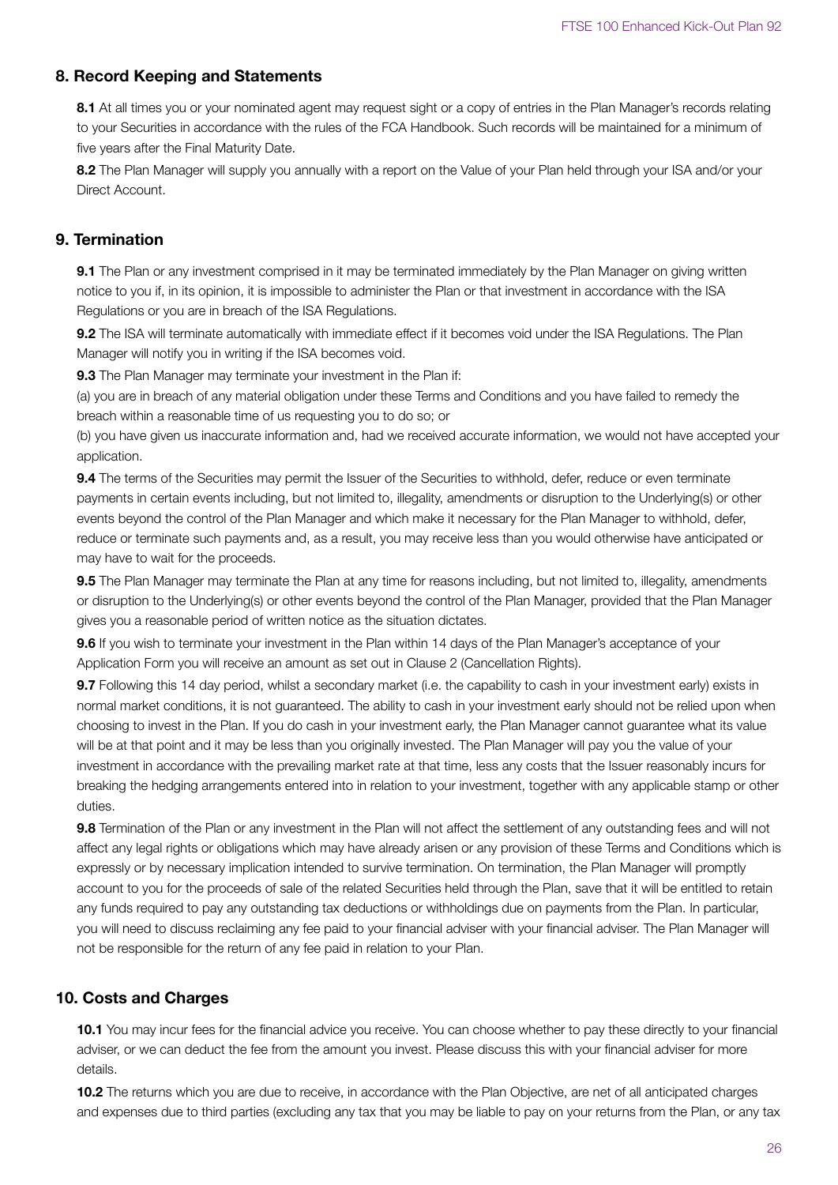## 8. Record Keeping and Statements

**8.1** At all times you or your nominated agent may request sight or a copy of entries in the Plan Manager's records relating to your Securities in accordance with the rules of the FCA Handbook. Such records will be maintained for a minimum of five years after the Final Maturity Date.

**8.2** The Plan Manager will supply you annually with a report on the Value of your Plan held through your ISA and/or your Direct Account.

## 9. Termination

**9.1** The Plan or any investment comprised in it may be terminated immediately by the Plan Manager on giving written notice to you if, in its opinion, it is impossible to administer the Plan or that investment in accordance with the ISA Regulations or you are in breach of the ISA Regulations.

**9.2** The ISA will terminate automatically with immediate effect if it becomes void under the ISA Regulations. The Plan Manager will notify you in writing if the ISA becomes void.

**9.3** The Plan Manager may terminate your investment in the Plan if:

(a) you are in breach of any material obligation under these Terms and Conditions and you have failed to remedy the breach within a reasonable time of us requesting you to do so; or

(b) you have given us inaccurate information and, had we received accurate information, we would not have accepted your application.

**9.4** The terms of the Securities may permit the Issuer of the Securities to withhold, defer, reduce or even terminate payments in certain events including, but not limited to, illegality, amendments or disruption to the Underlying(s) or other events beyond the control of the Plan Manager and which make it necessary for the Plan Manager to withhold, defer, reduce or terminate such payments and, as a result, you may receive less than you would otherwise have anticipated or may have to wait for the proceeds.

**9.5** The Plan Manager may terminate the Plan at any time for reasons including, but not limited to, illegality, amendments or disruption to the Underlying(s) or other events beyond the control of the Plan Manager, provided that the Plan Manager gives you a reasonable period of written notice as the situation dictates.

**9.6** If you wish to terminate your investment in the Plan within 14 days of the Plan Manager's acceptance of your Application Form you will receive an amount as set out in Clause 2 (Cancellation Rights).

**9.7** Following this 14 day period, whilst a secondary market (i.e. the capability to cash in your investment early) exists in normal market conditions, it is not guaranteed. The ability to cash in your investment early should not be relied upon when choosing to invest in the Plan. If you do cash in your investment early, the Plan Manager cannot guarantee what its value will be at that point and it may be less than you originally invested. The Plan Manager will pay you the value of your investment in accordance with the prevailing market rate at that time, less any costs that the Issuer reasonably incurs for breaking the hedging arrangements entered into in relation to your investment, together with any applicable stamp or other duties.

**9.8** Termination of the Plan or any investment in the Plan will not affect the settlement of any outstanding fees and will not affect any legal rights or obligations which may have already arisen or any provision of these Terms and Conditions which is expressly or by necessary implication intended to survive termination. On termination, the Plan Manager will promptly account to you for the proceeds of sale of the related Securities held through the Plan, save that it will be entitled to retain any funds required to pay any outstanding tax deductions or withholdings due on payments from the Plan. In particular, you will need to discuss reclaiming any fee paid to your financial adviser with your financial adviser. The Plan Manager will not be responsible for the return of any fee paid in relation to your Plan.

## 10. Costs and Charges

**10.1** You may incur fees for the financial advice you receive. You can choose whether to pay these directly to your financial adviser, or we can deduct the fee from the amount you invest. Please discuss this with your financial adviser for more details.

**10.2** The returns which you are due to receive, in accordance with the Plan Objective, are net of all anticipated charges and expenses due to third parties (excluding any tax that you may be liable to pay on your returns from the Plan, or any tax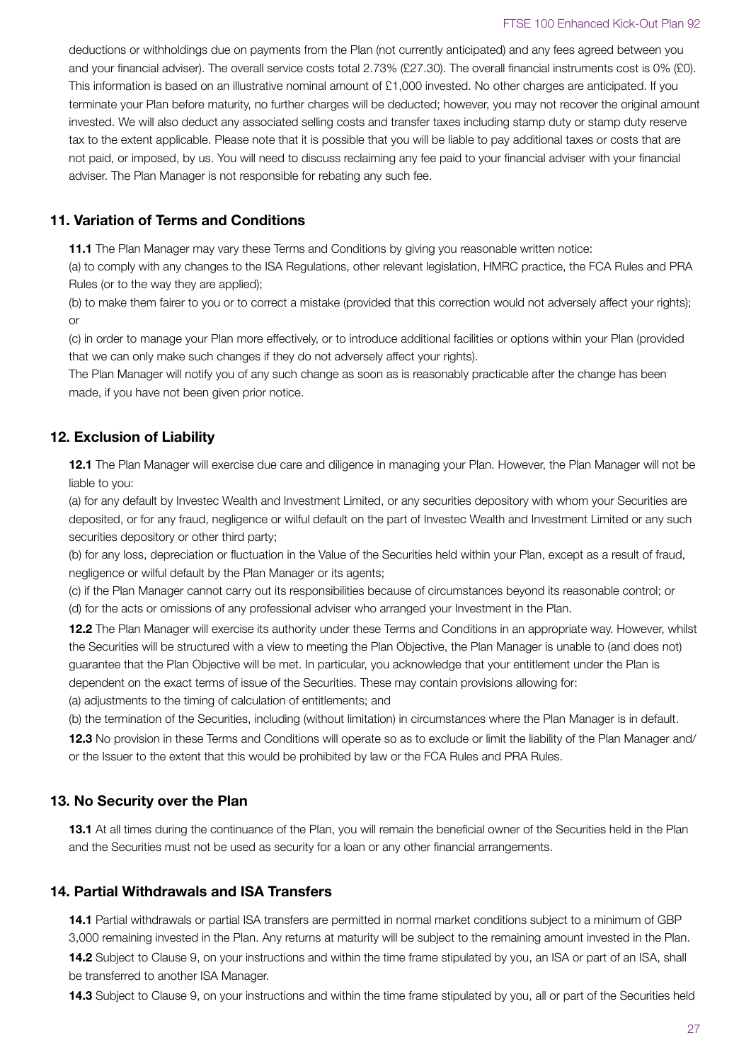deductions or withholdings due on payments from the Plan (not currently anticipated) and any fees agreed between you and your financial adviser). The overall service costs total 2.73% (£27.30). The overall financial instruments cost is 0% (£0). This information is based on an illustrative nominal amount of £1,000 invested. No other charges are anticipated. If you terminate your Plan before maturity, no further charges will be deducted; however, you may not recover the original amount invested. We will also deduct any associated selling costs and transfer taxes including stamp duty or stamp duty reserve tax to the extent applicable. Please note that it is possible that you will be liable to pay additional taxes or costs that are not paid, or imposed, by us. You will need to discuss reclaiming any fee paid to your financial adviser with your financial adviser. The Plan Manager is not responsible for rebating any such fee.

## 11. Variation of Terms and Conditions

**11.1** The Plan Manager may vary these Terms and Conditions by giving you reasonable written notice:

(a) to comply with any changes to the ISA Regulations, other relevant legislation, HMRC practice, the FCA Rules and PRA Rules (or to the way they are applied);

(b) to make them fairer to you or to correct a mistake (provided that this correction would not adversely affect your rights); or

(c) in order to manage your Plan more effectively, or to introduce additional facilities or options within your Plan (provided that we can only make such changes if they do not adversely affect your rights).

The Plan Manager will notify you of any such change as soon as is reasonably practicable after the change has been made, if you have not been given prior notice.

## 12. Exclusion of Liability

**12.1** The Plan Manager will exercise due care and diligence in managing your Plan. However, the Plan Manager will not be liable to you:

(a) for any default by Investec Wealth and Investment Limited, or any securities depository with whom your Securities are deposited, or for any fraud, negligence or wilful default on the part of Investec Wealth and Investment Limited or any such securities depository or other third party;

(b) for any loss, depreciation or fluctuation in the Value of the Securities held within your Plan, except as a result of fraud, negligence or wilful default by the Plan Manager or its agents;

(c) if the Plan Manager cannot carry out its responsibilities because of circumstances beyond its reasonable control; or

(d) for the acts or omissions of any professional adviser who arranged your Investment in the Plan.

**12.2** The Plan Manager will exercise its authority under these Terms and Conditions in an appropriate way. However, whilst the Securities will be structured with a view to meeting the Plan Objective, the Plan Manager is unable to (and does not) guarantee that the Plan Objective will be met. In particular, you acknowledge that your entitlement under the Plan is dependent on the exact terms of issue of the Securities. These may contain provisions allowing for:

(a) adjustments to the timing of calculation of entitlements; and

(b) the termination of the Securities, including (without limitation) in circumstances where the Plan Manager is in default.

**12.3** No provision in these Terms and Conditions will operate so as to exclude or limit the liability of the Plan Manager and/or the Issuer to the extent that this would be prohibited by law or the FCA Rules and PRA Rules.

## 13. No Security over the Plan

**13.1** At all times during the continuance of the Plan, you will remain the beneficial owner of the Securities held in the Plan and the Securities must not be used as security for a loan or any other financial arrangements.

## 14. Partial Withdrawals and ISA Transfers

**14.1** Partial withdrawals or partial ISA transfers are permitted in normal market conditions subject to a minimum of GBP 3,000 remaining invested in the Plan. Any returns at maturity will be subject to the remaining amount invested in the Plan.

**14.2** Subject to Clause 9, on your instructions and within the time frame stipulated by you, an ISA or part of an ISA, shall be transferred to another ISA Manager.

**14.3** Subject to Clause 9, on your instructions and within the time frame stipulated by you, all or part of the Securities held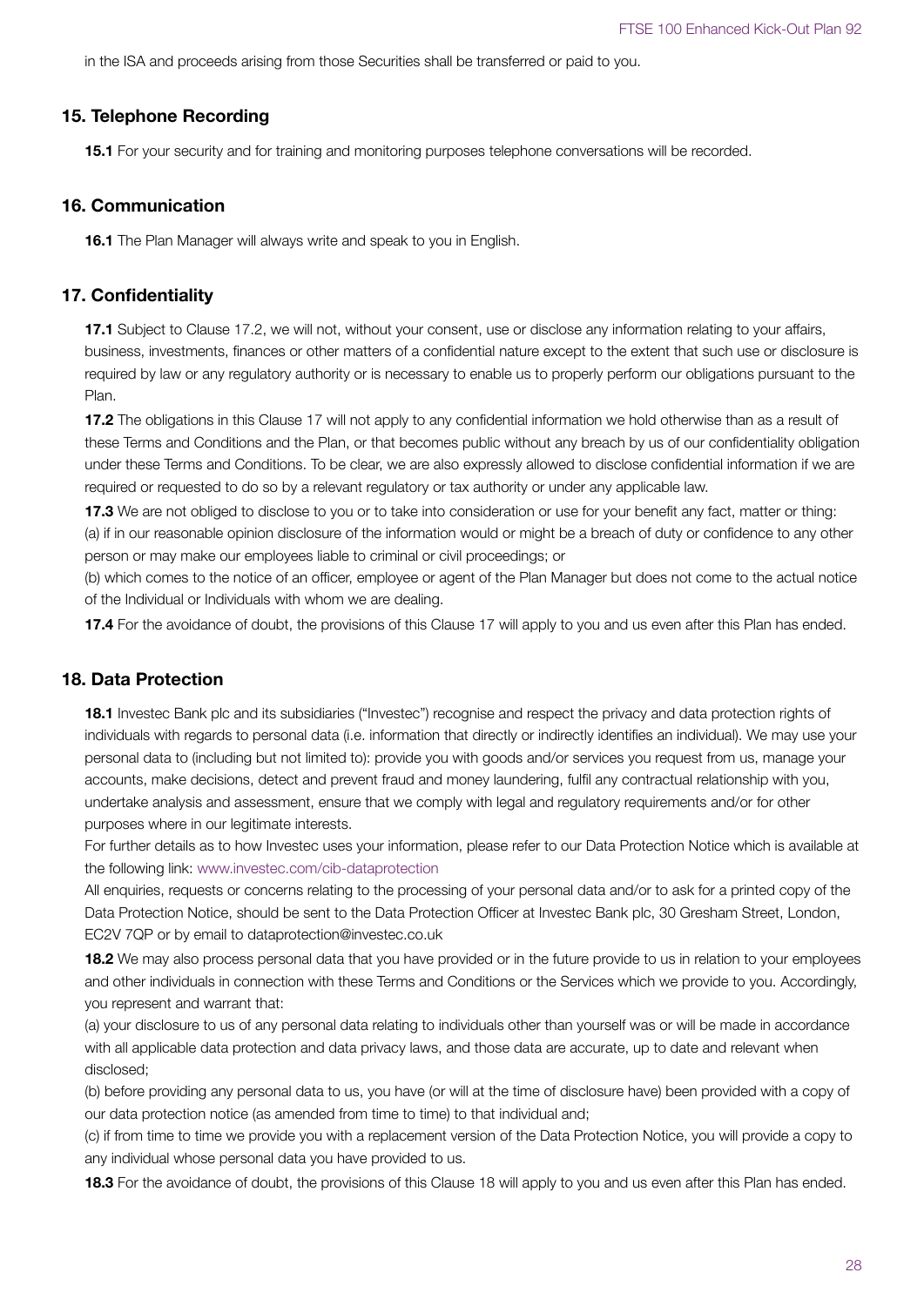in the ISA and proceeds arising from those Securities shall be transferred or paid to you.

## 15. Telephone Recording

**15.1** For your security and for training and monitoring purposes telephone conversations will be recorded.

## 16. Communication

**16.1** The Plan Manager will always write and speak to you in English.

## 17. Confidentiality

**17.1** Subject to Clause 17.2, we will not, without your consent, use or disclose any information relating to your affairs, business, investments, finances or other matters of a confidential nature except to the extent that such use or disclosure is required by law or any regulatory authority or is necessary to enable us to properly perform our obligations pursuant to the Plan.

**17.2** The obligations in this Clause 17 will not apply to any confidential information we hold otherwise than as a result of these Terms and Conditions and the Plan, or that becomes public without any breach by us of our confidentiality obligation under these Terms and Conditions. To be clear, we are also expressly allowed to disclose confidential information if we are required or requested to do so by a relevant regulatory or tax authority or under any applicable law.

**17.3** We are not obliged to disclose to you or to take into consideration or use for your benefit any fact, matter or thing:
(a) if in our reasonable opinion disclosure of the information would or might be a breach of duty or confidence to any other person or may make our employees liable to criminal or civil proceedings; or
(b) which comes to the notice of an officer, employee or agent of the Plan Manager but does not come to the actual notice of the Individual or Individuals with whom we are dealing.

**17.4** For the avoidance of doubt, the provisions of this Clause 17 will apply to you and us even after this Plan has ended.

## 18. Data Protection

**18.1** Investec Bank plc and its subsidiaries ("Investec") recognise and respect the privacy and data protection rights of individuals with regards to personal data (i.e. information that directly or indirectly identifies an individual). We may use your personal data to (including but not limited to): provide you with goods and/or services you request from us, manage your accounts, make decisions, detect and prevent fraud and money laundering, fulfil any contractual relationship with you, undertake analysis and assessment, ensure that we comply with legal and regulatory requirements and/or for other purposes where in our legitimate interests.

For further details as to how Investec uses your information, please refer to our Data Protection Notice which is available at the following link: www.investec.com/cib-dataprotection

All enquiries, requests or concerns relating to the processing of your personal data and/or to ask for a printed copy of the Data Protection Notice, should be sent to the Data Protection Officer at Investec Bank plc, 30 Gresham Street, London, EC2V 7QP or by email to dataprotection@investec.co.uk

**18.2** We may also process personal data that you have provided or in the future provide to us in relation to your employees and other individuals in connection with these Terms and Conditions or the Services which we provide to you. Accordingly, you represent and warrant that:
(a) your disclosure to us of any personal data relating to individuals other than yourself was or will be made in accordance with all applicable data protection and data privacy laws, and those data are accurate, up to date and relevant when disclosed;
(b) before providing any personal data to us, you have (or will at the time of disclosure have) been provided with a copy of our data protection notice (as amended from time to time) to that individual and;
(c) if from time to time we provide you with a replacement version of the Data Protection Notice, you will provide a copy to any individual whose personal data you have provided to us.

**18.3** For the avoidance of doubt, the provisions of this Clause 18 will apply to you and us even after this Plan has ended.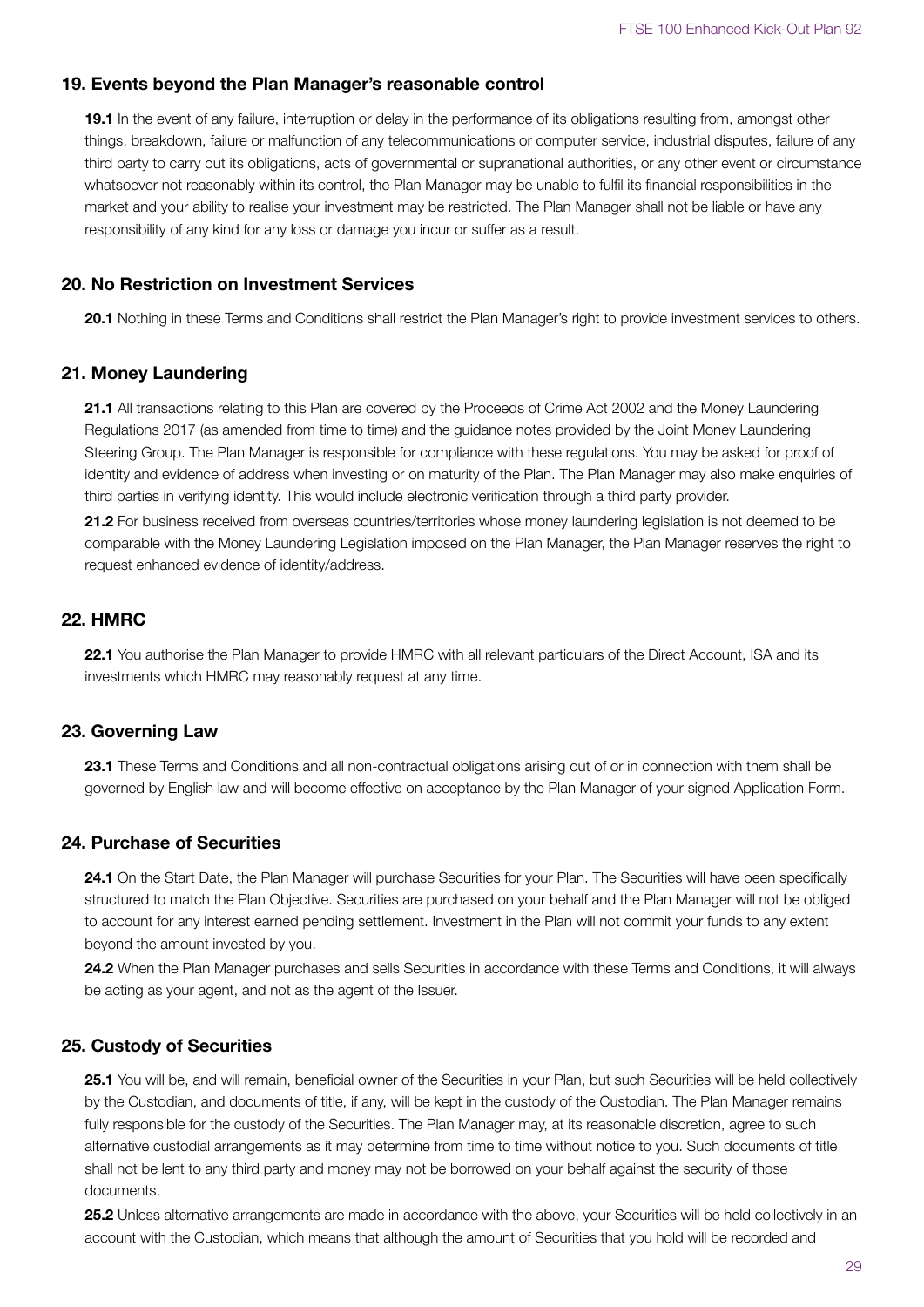## 19. Events beyond the Plan Manager's reasonable control

**19.1** In the event of any failure, interruption or delay in the performance of its obligations resulting from, amongst other things, breakdown, failure or malfunction of any telecommunications or computer service, industrial disputes, failure of any third party to carry out its obligations, acts of governmental or supranational authorities, or any other event or circumstance whatsoever not reasonably within its control, the Plan Manager may be unable to fulfil its financial responsibilities in the market and your ability to realise your investment may be restricted. The Plan Manager shall not be liable or have any responsibility of any kind for any loss or damage you incur or suffer as a result.

## 20. No Restriction on Investment Services

**20.1** Nothing in these Terms and Conditions shall restrict the Plan Manager's right to provide investment services to others.

## 21. Money Laundering

**21.1** All transactions relating to this Plan are covered by the Proceeds of Crime Act 2002 and the Money Laundering Regulations 2017 (as amended from time to time) and the guidance notes provided by the Joint Money Laundering Steering Group. The Plan Manager is responsible for compliance with these regulations. You may be asked for proof of identity and evidence of address when investing or on maturity of the Plan. The Plan Manager may also make enquiries of third parties in verifying identity. This would include electronic verification through a third party provider.

**21.2** For business received from overseas countries/territories whose money laundering legislation is not deemed to be comparable with the Money Laundering Legislation imposed on the Plan Manager, the Plan Manager reserves the right to request enhanced evidence of identity/address.

## 22. HMRC

**22.1** You authorise the Plan Manager to provide HMRC with all relevant particulars of the Direct Account, ISA and its investments which HMRC may reasonably request at any time.

## 23. Governing Law

**23.1** These Terms and Conditions and all non-contractual obligations arising out of or in connection with them shall be governed by English law and will become effective on acceptance by the Plan Manager of your signed Application Form.

## 24. Purchase of Securities

**24.1** On the Start Date, the Plan Manager will purchase Securities for your Plan. The Securities will have been specifically structured to match the Plan Objective. Securities are purchased on your behalf and the Plan Manager will not be obliged to account for any interest earned pending settlement. Investment in the Plan will not commit your funds to any extent beyond the amount invested by you.

**24.2** When the Plan Manager purchases and sells Securities in accordance with these Terms and Conditions, it will always be acting as your agent, and not as the agent of the Issuer.

## 25. Custody of Securities

**25.1** You will be, and will remain, beneficial owner of the Securities in your Plan, but such Securities will be held collectively by the Custodian, and documents of title, if any, will be kept in the custody of the Custodian. The Plan Manager remains fully responsible for the custody of the Securities. The Plan Manager may, at its reasonable discretion, agree to such alternative custodial arrangements as it may determine from time to time without notice to you. Such documents of title shall not be lent to any third party and money may not be borrowed on your behalf against the security of those documents.

**25.2** Unless alternative arrangements are made in accordance with the above, your Securities will be held collectively in an account with the Custodian, which means that although the amount of Securities that you hold will be recorded and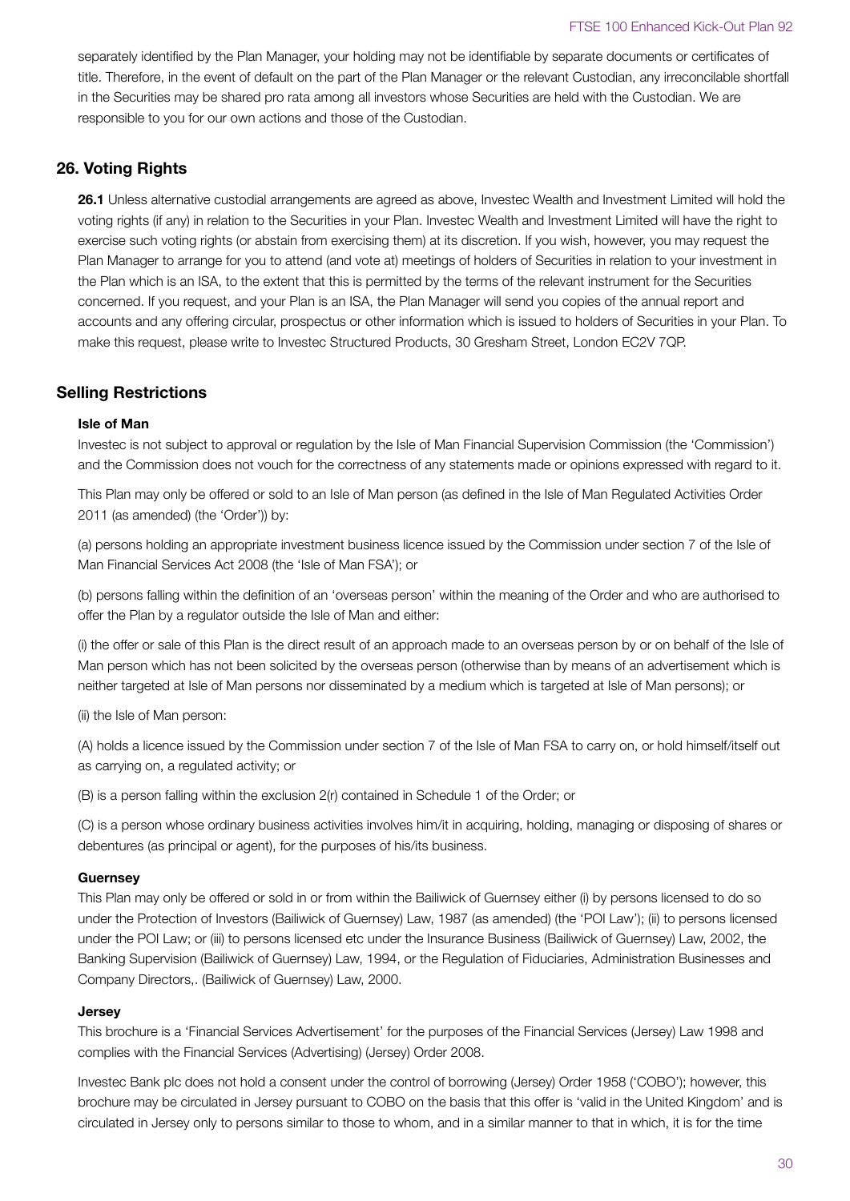separately identified by the Plan Manager, your holding may not be identifiable by separate documents or certificates of title. Therefore, in the event of default on the part of the Plan Manager or the relevant Custodian, any irreconcilable shortfall in the Securities may be shared pro rata among all investors whose Securities are held with the Custodian. We are responsible to you for our own actions and those of the Custodian.

## 26. Voting Rights

**26.1** Unless alternative custodial arrangements are agreed as above, Investec Wealth and Investment Limited will hold the voting rights (if any) in relation to the Securities in your Plan. Investec Wealth and Investment Limited will have the right to exercise such voting rights (or abstain from exercising them) at its discretion. If you wish, however, you may request the Plan Manager to arrange for you to attend (and vote at) meetings of holders of Securities in relation to your investment in the Plan which is an ISA, to the extent that this is permitted by the terms of the relevant instrument for the Securities concerned. If you request, and your Plan is an ISA, the Plan Manager will send you copies of the annual report and accounts and any offering circular, prospectus or other information which is issued to holders of Securities in your Plan. To make this request, please write to Investec Structured Products, 30 Gresham Street, London EC2V 7QP.

## Selling Restrictions

### Isle of Man

Investec is not subject to approval or regulation by the Isle of Man Financial Supervision Commission (the 'Commission') and the Commission does not vouch for the correctness of any statements made or opinions expressed with regard to it.

This Plan may only be offered or sold to an Isle of Man person (as defined in the Isle of Man Regulated Activities Order 2011 (as amended) (the 'Order')) by:

(a) persons holding an appropriate investment business licence issued by the Commission under section 7 of the Isle of Man Financial Services Act 2008 (the 'Isle of Man FSA'); or

(b) persons falling within the definition of an 'overseas person' within the meaning of the Order and who are authorised to offer the Plan by a regulator outside the Isle of Man and either:

(i) the offer or sale of this Plan is the direct result of an approach made to an overseas person by or on behalf of the Isle of Man person which has not been solicited by the overseas person (otherwise than by means of an advertisement which is neither targeted at Isle of Man persons nor disseminated by a medium which is targeted at Isle of Man persons); or

(ii) the Isle of Man person:

(A) holds a licence issued by the Commission under section 7 of the Isle of Man FSA to carry on, or hold himself/itself out as carrying on, a regulated activity; or

(B) is a person falling within the exclusion 2(r) contained in Schedule 1 of the Order; or

(C) is a person whose ordinary business activities involves him/it in acquiring, holding, managing or disposing of shares or debentures (as principal or agent), for the purposes of his/its business.

### Guernsey

This Plan may only be offered or sold in or from within the Bailiwick of Guernsey either (i) by persons licensed to do so under the Protection of Investors (Bailiwick of Guernsey) Law, 1987 (as amended) (the 'POI Law'); (ii) to persons licensed under the POI Law; or (iii) to persons licensed etc under the Insurance Business (Bailiwick of Guernsey) Law, 2002, the Banking Supervision (Bailiwick of Guernsey) Law, 1994, or the Regulation of Fiduciaries, Administration Businesses and Company Directors,. (Bailiwick of Guernsey) Law, 2000.

### Jersey

This brochure is a 'Financial Services Advertisement' for the purposes of the Financial Services (Jersey) Law 1998 and complies with the Financial Services (Advertising) (Jersey) Order 2008.

Investec Bank plc does not hold a consent under the control of borrowing (Jersey) Order 1958 ('COBO'); however, this brochure may be circulated in Jersey pursuant to COBO on the basis that this offer is 'valid in the United Kingdom' and is circulated in Jersey only to persons similar to those to whom, and in a similar manner to that in which, it is for the time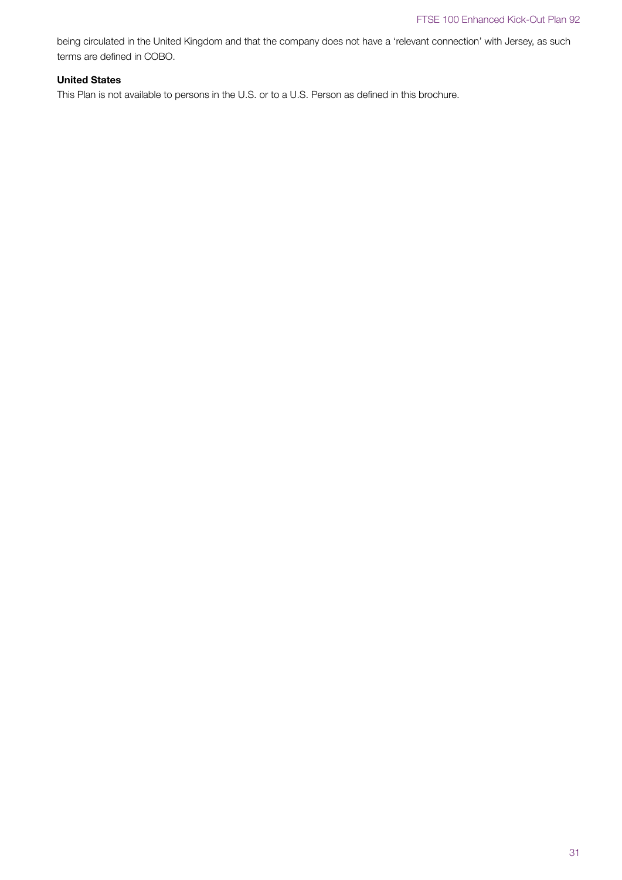being circulated in the United Kingdom and that the company does not have a 'relevant connection' with Jersey, as such terms are defined in COBO.

**United States**

This Plan is not available to persons in the U.S. or to a U.S. Person as defined in this brochure.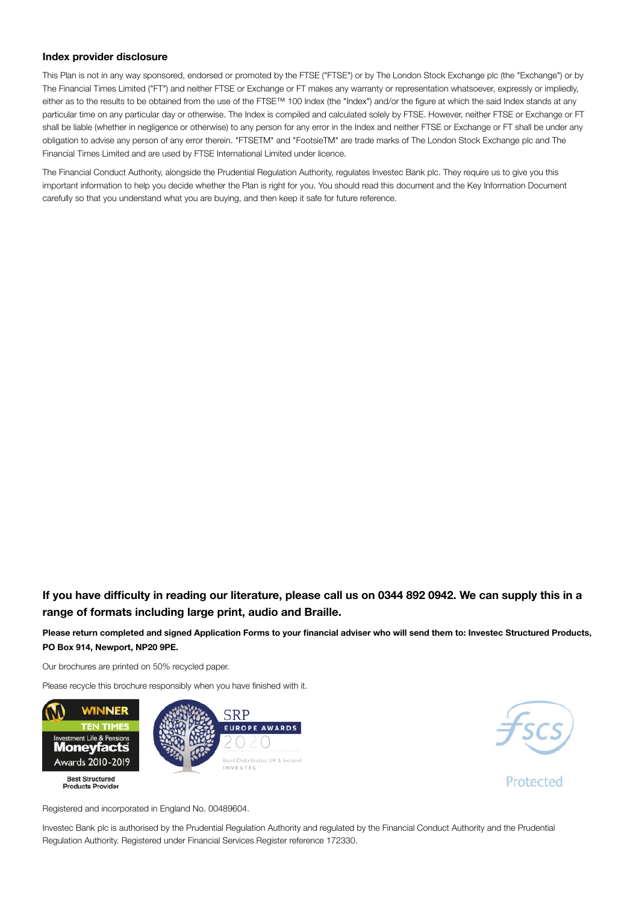### Index provider disclosure

This Plan is not in any way sponsored, endorsed or promoted by the FTSE ("FTSE") or by The London Stock Exchange plc (the "Exchange") or by The Financial Times Limited ("FT") and neither FTSE or Exchange or FT makes any warranty or representation whatsoever, expressly or impliedly, either as to the results to be obtained from the use of the FTSE™ 100 Index (the "Index") and/or the figure at which the said Index stands at any particular time on any particular day or otherwise. The Index is compiled and calculated solely by FTSE. However, neither FTSE or Exchange or FT shall be liable (whether in negligence or otherwise) to any person for any error in the Index and neither FTSE or Exchange or FT shall be under any obligation to advise any person of any error therein. "FTSETM" and "FootsieTM" are trade marks of The London Stock Exchange plc and The Financial Times Limited and are used by FTSE International Limited under licence.

The Financial Conduct Authority, alongside the Prudential Regulation Authority, regulates Investec Bank plc. They require us to give you this important information to help you decide whether the Plan is right for you. You should read this document and the Key Information Document carefully so that you understand what you are buying, and then keep it safe for future reference.

**If you have difficulty in reading our literature, please call us on 0344 892 0942. We can supply this in a range of formats including large print, audio and Braille.**

**Please return completed and signed Application Forms to your financial adviser who will send them to: Investec Structured Products, PO Box 914, Newport, NP20 9PE.**

Our brochures are printed on 50% recycled paper.

Please recycle this brochure responsibly when you have finished with it.

WINNER
TEN TIMES
Investment Life & Pensions
Moneyfacts
Awards 2010-2019
Best Structured Products Provider

SRP
EUROPE AWARDS
2020
Best Distributor, UK & Ireland
INVESTEC

fscs
Protected

Registered and incorporated in England No. 00489604.

Investec Bank plc is authorised by the Prudential Regulation Authority and regulated by the Financial Conduct Authority and the Prudential Regulation Authority. Registered under Financial Services Register reference 172330.